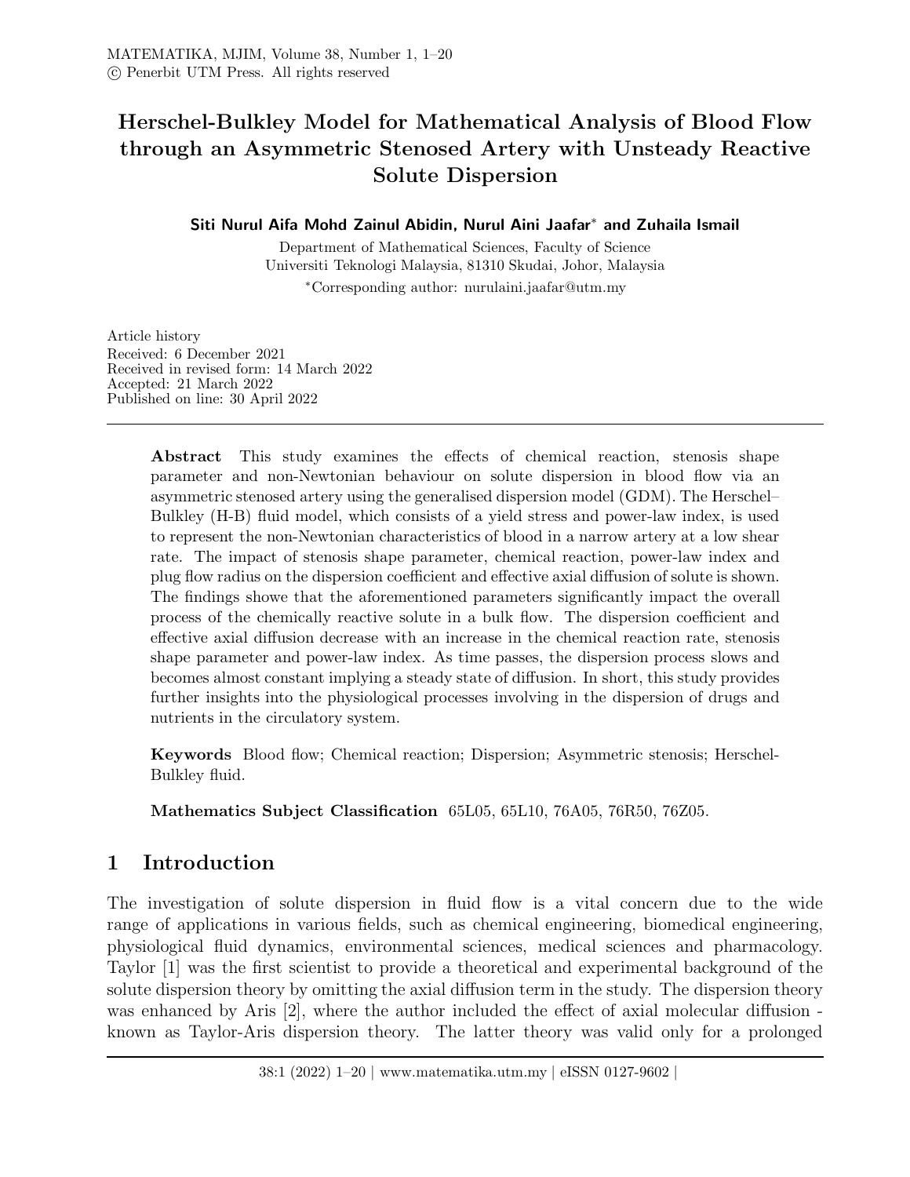# Herschel-Bulkley Model for Mathematical Analysis of Blood Flow through an Asymmetric Stenosed Artery with Unsteady Reactive Solute Dispersion

**Siti Nurul Aifa Mohd Zainul Abidin, Nurul Aini Jaafar* and Zuhaila Ismail**

Department of Mathematical Sciences, Faculty of Science
Universiti Teknologi Malaysia, 81310 Skudai, Johor, Malaysia

*Corresponding author: nurulaini.jaafar@utm.my

Article history
Received: 6 December 2021
Received in revised form: 14 March 2022
Accepted: 21 March 2022
Published on line: 30 April 2022

---

**Abstract** This study examines the effects of chemical reaction, stenosis shape parameter and non-Newtonian behaviour on solute dispersion in blood flow via an asymmetric stenosed artery using the generalised dispersion model (GDM). The Herschel–Bulkley (H-B) fluid model, which consists of a yield stress and power-law index, is used to represent the non-Newtonian characteristics of blood in a narrow artery at a low shear rate. The impact of stenosis shape parameter, chemical reaction, power-law index and plug flow radius on the dispersion coefficient and effective axial diffusion of solute is shown. The findings showe that the aforementioned parameters significantly impact the overall process of the chemically reactive solute in a bulk flow. The dispersion coefficient and effective axial diffusion decrease with an increase in the chemical reaction rate, stenosis shape parameter and power-law index. As time passes, the dispersion process slows and becomes almost constant implying a steady state of diffusion. In short, this study provides further insights into the physiological processes involving in the dispersion of drugs and nutrients in the circulatory system.

**Keywords** Blood flow; Chemical reaction; Dispersion; Asymmetric stenosis; Herschel-Bulkley fluid.

**Mathematics Subject Classification** 65L05, 65L10, 76A05, 76R50, 76Z05.

## 1 Introduction

The investigation of solute dispersion in fluid flow is a vital concern due to the wide range of applications in various fields, such as chemical engineering, biomedical engineering, physiological fluid dynamics, environmental sciences, medical sciences and pharmacology. Taylor [1] was the first scientist to provide a theoretical and experimental background of the solute dispersion theory by omitting the axial diffusion term in the study. The dispersion theory was enhanced by Aris [2], where the author included the effect of axial molecular diffusion - known as Taylor-Aris dispersion theory. The latter theory was valid only for a prolonged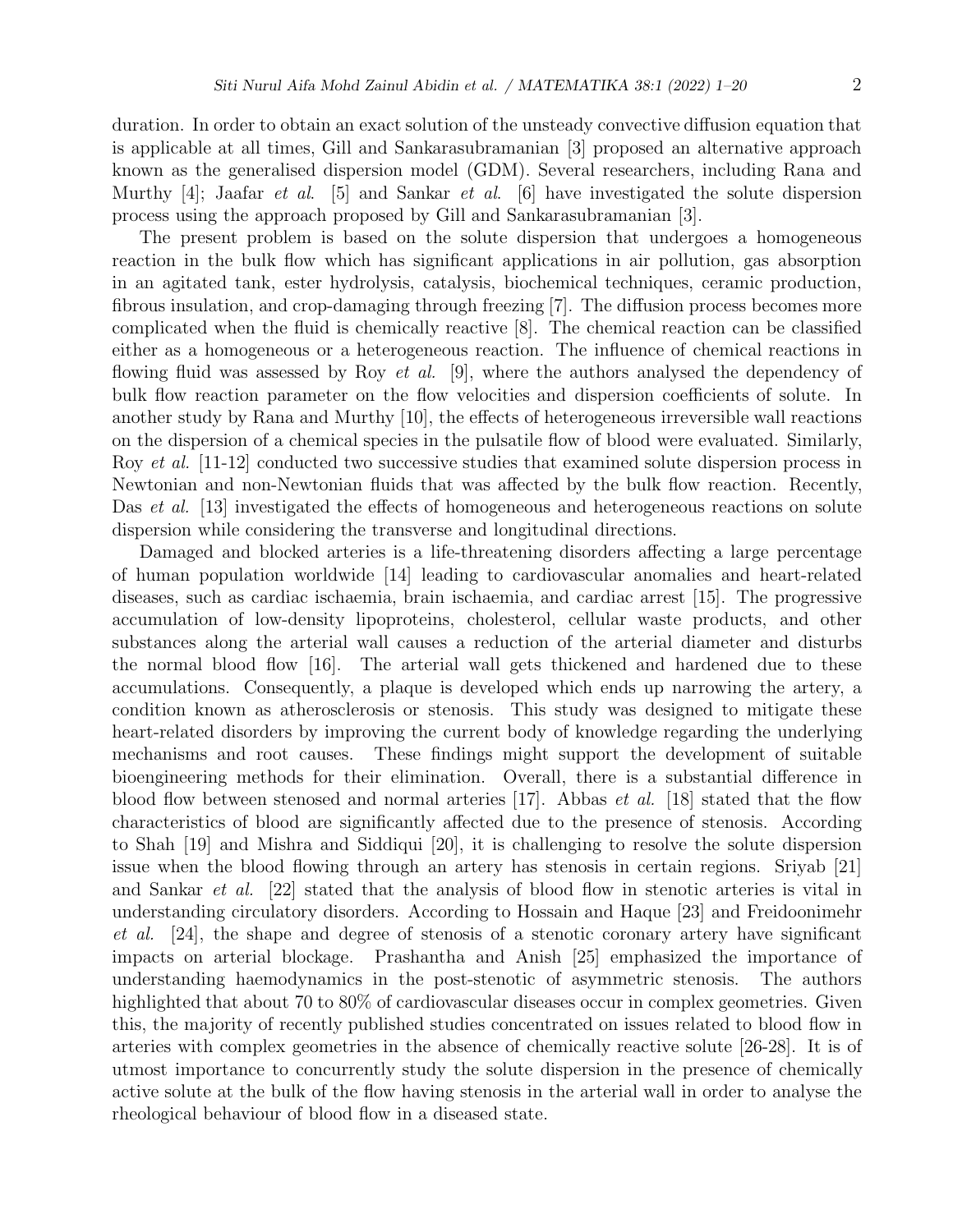duration. In order to obtain an exact solution of the unsteady convective diffusion equation that is applicable at all times, Gill and Sankarasubramanian [3] proposed an alternative approach known as the generalised dispersion model (GDM). Several researchers, including Rana and Murthy [4]; Jaafar *et al*. [5] and Sankar *et al*. [6] have investigated the solute dispersion process using the approach proposed by Gill and Sankarasubramanian [3].

The present problem is based on the solute dispersion that undergoes a homogeneous reaction in the bulk flow which has significant applications in air pollution, gas absorption in an agitated tank, ester hydrolysis, catalysis, biochemical techniques, ceramic production, fibrous insulation, and crop-damaging through freezing [7]. The diffusion process becomes more complicated when the fluid is chemically reactive [8]. The chemical reaction can be classified either as a homogeneous or a heterogeneous reaction. The influence of chemical reactions in flowing fluid was assessed by Roy *et al.* [9], where the authors analysed the dependency of bulk flow reaction parameter on the flow velocities and dispersion coefficients of solute. In another study by Rana and Murthy [10], the effects of heterogeneous irreversible wall reactions on the dispersion of a chemical species in the pulsatile flow of blood were evaluated. Similarly, Roy *et al.* [11-12] conducted two successive studies that examined solute dispersion process in Newtonian and non-Newtonian fluids that was affected by the bulk flow reaction. Recently, Das *et al.* [13] investigated the effects of homogeneous and heterogeneous reactions on solute dispersion while considering the transverse and longitudinal directions.

Damaged and blocked arteries is a life-threatening disorders affecting a large percentage of human population worldwide [14] leading to cardiovascular anomalies and heart-related diseases, such as cardiac ischaemia, brain ischaemia, and cardiac arrest [15]. The progressive accumulation of low-density lipoproteins, cholesterol, cellular waste products, and other substances along the arterial wall causes a reduction of the arterial diameter and disturbs the normal blood flow [16]. The arterial wall gets thickened and hardened due to these accumulations. Consequently, a plaque is developed which ends up narrowing the artery, a condition known as atherosclerosis or stenosis. This study was designed to mitigate these heart-related disorders by improving the current body of knowledge regarding the underlying mechanisms and root causes. These findings might support the development of suitable bioengineering methods for their elimination. Overall, there is a substantial difference in blood flow between stenosed and normal arteries [17]. Abbas *et al.* [18] stated that the flow characteristics of blood are significantly affected due to the presence of stenosis. According to Shah [19] and Mishra and Siddiqui [20], it is challenging to resolve the solute dispersion issue when the blood flowing through an artery has stenosis in certain regions. Sriyab [21] and Sankar *et al.* [22] stated that the analysis of blood flow in stenotic arteries is vital in understanding circulatory disorders. According to Hossain and Haque [23] and Freidoonimehr *et al.* [24], the shape and degree of stenosis of a stenotic coronary artery have significant impacts on arterial blockage. Prashantha and Anish [25] emphasized the importance of understanding haemodynamics in the post-stenotic of asymmetric stenosis. The authors highlighted that about 70 to 80% of cardiovascular diseases occur in complex geometries. Given this, the majority of recently published studies concentrated on issues related to blood flow in arteries with complex geometries in the absence of chemically reactive solute [26-28]. It is of utmost importance to concurrently study the solute dispersion in the presence of chemically active solute at the bulk of the flow having stenosis in the arterial wall in order to analyse the rheological behaviour of blood flow in a diseased state.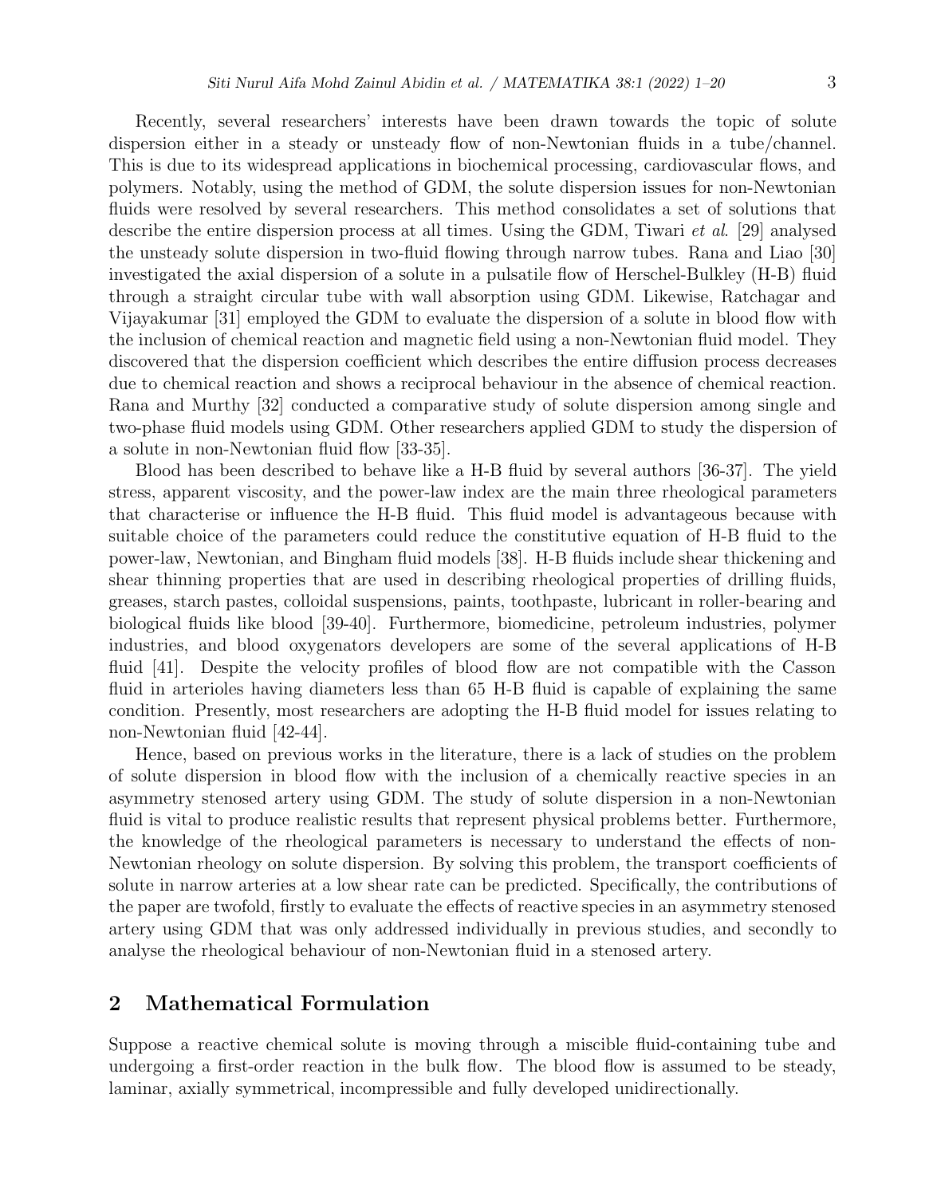Recently, several researchers' interests have been drawn towards the topic of solute dispersion either in a steady or unsteady flow of non-Newtonian fluids in a tube/channel. This is due to its widespread applications in biochemical processing, cardiovascular flows, and polymers. Notably, using the method of GDM, the solute dispersion issues for non-Newtonian fluids were resolved by several researchers. This method consolidates a set of solutions that describe the entire dispersion process at all times. Using the GDM, Tiwari *et al*. [29] analysed the unsteady solute dispersion in two-fluid flowing through narrow tubes. Rana and Liao [30] investigated the axial dispersion of a solute in a pulsatile flow of Herschel-Bulkley (H-B) fluid through a straight circular tube with wall absorption using GDM. Likewise, Ratchagar and Vijayakumar [31] employed the GDM to evaluate the dispersion of a solute in blood flow with the inclusion of chemical reaction and magnetic field using a non-Newtonian fluid model. They discovered that the dispersion coefficient which describes the entire diffusion process decreases due to chemical reaction and shows a reciprocal behaviour in the absence of chemical reaction. Rana and Murthy [32] conducted a comparative study of solute dispersion among single and two-phase fluid models using GDM. Other researchers applied GDM to study the dispersion of a solute in non-Newtonian fluid flow [33-35].

Blood has been described to behave like a H-B fluid by several authors [36-37]. The yield stress, apparent viscosity, and the power-law index are the main three rheological parameters that characterise or influence the H-B fluid. This fluid model is advantageous because with suitable choice of the parameters could reduce the constitutive equation of H-B fluid to the power-law, Newtonian, and Bingham fluid models [38]. H-B fluids include shear thickening and shear thinning properties that are used in describing rheological properties of drilling fluids, greases, starch pastes, colloidal suspensions, paints, toothpaste, lubricant in roller-bearing and biological fluids like blood [39-40]. Furthermore, biomedicine, petroleum industries, polymer industries, and blood oxygenators developers are some of the several applications of H-B fluid [41]. Despite the velocity profiles of blood flow are not compatible with the Casson fluid in arterioles having diameters less than 65 H-B fluid is capable of explaining the same condition. Presently, most researchers are adopting the H-B fluid model for issues relating to non-Newtonian fluid [42-44].

Hence, based on previous works in the literature, there is a lack of studies on the problem of solute dispersion in blood flow with the inclusion of a chemically reactive species in an asymmetry stenosed artery using GDM. The study of solute dispersion in a non-Newtonian fluid is vital to produce realistic results that represent physical problems better. Furthermore, the knowledge of the rheological parameters is necessary to understand the effects of non-Newtonian rheology on solute dispersion. By solving this problem, the transport coefficients of solute in narrow arteries at a low shear rate can be predicted. Specifically, the contributions of the paper are twofold, firstly to evaluate the effects of reactive species in an asymmetry stenosed artery using GDM that was only addressed individually in previous studies, and secondly to analyse the rheological behaviour of non-Newtonian fluid in a stenosed artery.

## 2 Mathematical Formulation

Suppose a reactive chemical solute is moving through a miscible fluid-containing tube and undergoing a first-order reaction in the bulk flow. The blood flow is assumed to be steady, laminar, axially symmetrical, incompressible and fully developed unidirectionally.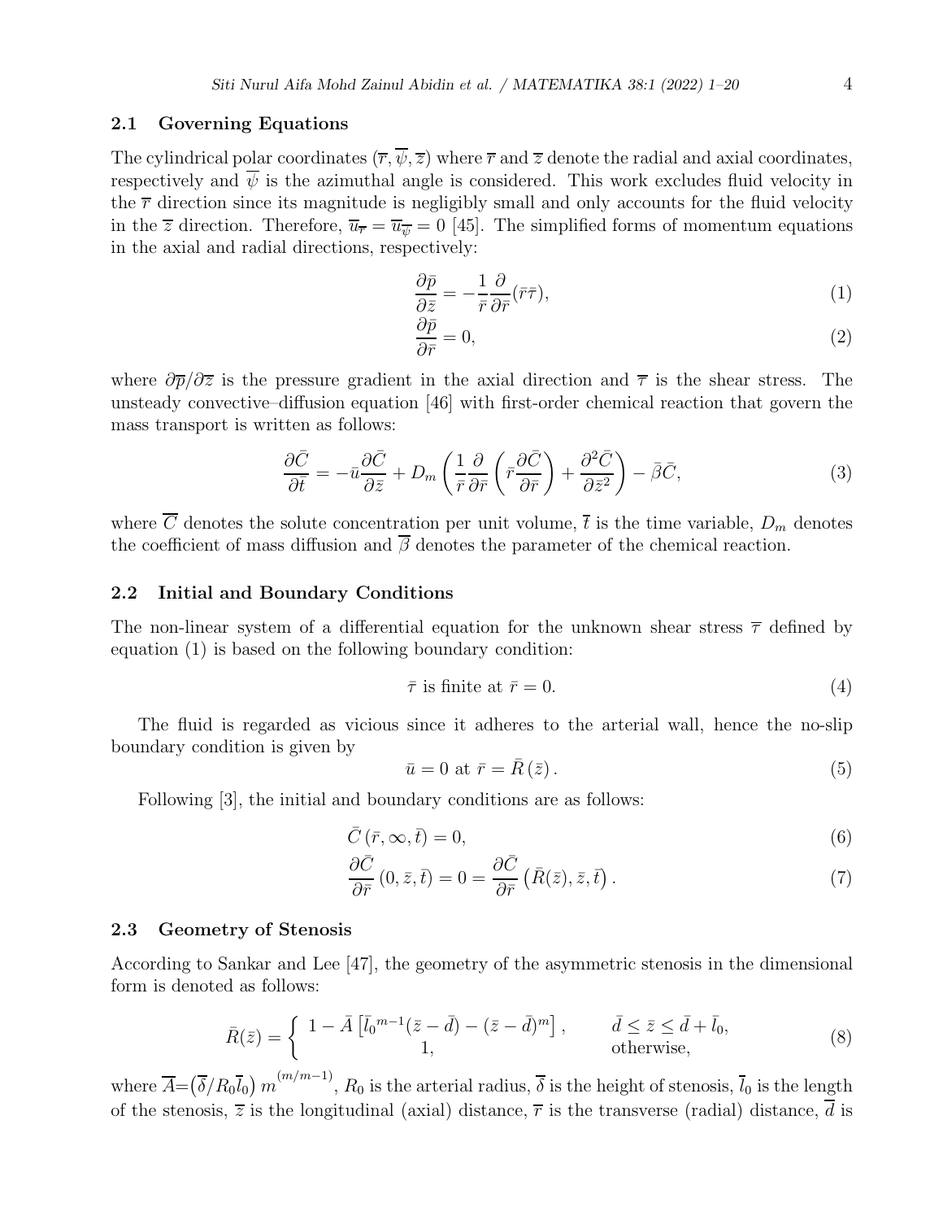### 2.1 Governing Equations

The cylindrical polar coordinates $(\overline{r}, \overline{\psi}, \overline{z})$ where $\overline{r}$ and $\overline{z}$ denote the radial and axial coordinates, respectively and $\overline{\psi}$ is the azimuthal angle is considered. This work excludes fluid velocity in the $\overline{r}$ direction since its magnitude is negligibly small and only accounts for the fluid velocity in the $\overline{z}$ direction. Therefore, $\overline{u}_{\overline{r}} = \overline{u}_{\overline{\psi}} = 0$ [45]. The simplified forms of momentum equations in the axial and radial directions, respectively:

$$\frac{\partial \bar{p}}{\partial \bar{z}} = -\frac{1}{\bar{r}}\frac{\partial}{\partial \bar{r}}(\bar{r}\bar{\tau}), \tag{1}$$

$$\frac{\partial \bar{p}}{\partial \bar{r}} = 0, \tag{2}$$

where $\partial\overline{p}/\partial\overline{z}$ is the pressure gradient in the axial direction and $\overline{\tau}$ is the shear stress. The unsteady convective–diffusion equation [46] with first-order chemical reaction that govern the mass transport is written as follows:

$$\frac{\partial \bar{C}}{\partial \bar{t}} = -\bar{u}\frac{\partial \bar{C}}{\partial \bar{z}} + D_m\left(\frac{1}{\bar{r}}\frac{\partial}{\partial \bar{r}}\left(\bar{r}\frac{\partial \bar{C}}{\partial \bar{r}}\right) + \frac{\partial^2 \bar{C}}{\partial \bar{z}^2}\right) - \bar{\beta}\bar{C}, \tag{3}$$

where $\overline{C}$ denotes the solute concentration per unit volume, $\overline{t}$ is the time variable, $D_m$ denotes the coefficient of mass diffusion and $\overline{\beta}$ denotes the parameter of the chemical reaction.

### 2.2 Initial and Boundary Conditions

The non-linear system of a differential equation for the unknown shear stress $\overline{\tau}$ defined by equation (1) is based on the following boundary condition:

$$\bar{\tau} \text{ is finite at } \bar{r} = 0. \tag{4}$$

The fluid is regarded as vicious since it adheres to the arterial wall, hence the no-slip boundary condition is given by

$$\bar{u} = 0 \text{ at } \bar{r} = \bar{R}\left(\bar{z}\right). \tag{5}$$

Following [3], the initial and boundary conditions are as follows:

$$\bar{C}\left(\bar{r}, \infty, \bar{t}\right) = 0, \tag{6}$$

$$\frac{\partial \bar{C}}{\partial \bar{r}}\left(0, \bar{z}, \bar{t}\right) = 0 = \frac{\partial \bar{C}}{\partial \bar{r}}\left(\bar{R}(\bar{z}), \bar{z}, \bar{t}\right). \tag{7}$$

### 2.3 Geometry of Stenosis

According to Sankar and Lee [47], the geometry of the asymmetric stenosis in the dimensional form is denoted as follows:

$$\bar{R}(\bar{z}) = \begin{cases} 1 - \bar{A}\left[\bar{l}_0{}^{m-1}(\bar{z}-\bar{d}) - (\bar{z}-\bar{d})^m\right], & \bar{d} \le \bar{z} \le \bar{d} + \bar{l}_0, \\ 1, & \text{otherwise}, \end{cases} \tag{8}$$

where $\overline{A} = \left(\overline{\delta}/R_0\overline{l}_0\right) m^{(m/m-1)}$, $R_0$ is the arterial radius, $\overline{\delta}$ is the height of stenosis, $\overline{l}_0$ is the length of the stenosis, $\overline{z}$ is the longitudinal (axial) distance, $\overline{r}$ is the transverse (radial) distance, $\overline{d}$ is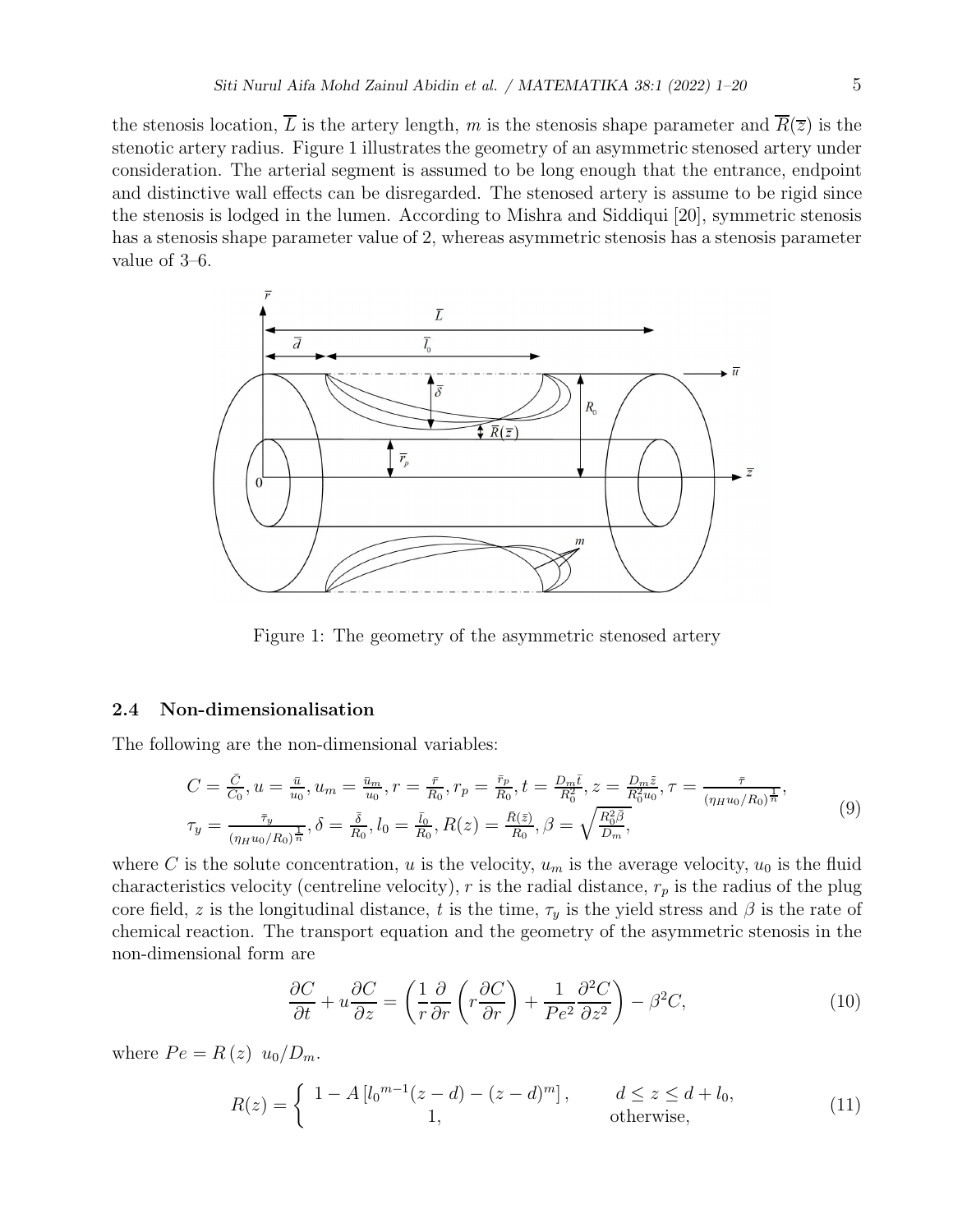the stenosis location, $\overline{L}$ is the artery length, $m$ is the stenosis shape parameter and $\overline{R}(\overline{z})$ is the stenotic artery radius. Figure 1 illustrates the geometry of an asymmetric stenosed artery under consideration. The arterial segment is assumed to be long enough that the entrance, endpoint and distinctive wall effects can be disregarded. The stenosed artery is assume to be rigid since the stenosis is lodged in the lumen. According to Mishra and Siddiqui [20], symmetric stenosis has a stenosis shape parameter value of 2, whereas asymmetric stenosis has a stenosis parameter value of 3–6.

Figure 1: The geometry of the asymmetric stenosed artery

### 2.4 Non-dimensionalisation

The following are the non-dimensional variables:

$$
\begin{aligned}
&C = \frac{\bar{C}}{C_0}, u = \frac{\bar{u}}{u_0}, u_m = \frac{\bar{u}_m}{u_0}, r = \frac{\bar{r}}{R_0}, r_p = \frac{\bar{r}_p}{R_0}, t = \frac{D_m \bar{t}}{R_0^2}, z = \frac{D_m \bar{z}}{R_0^2 u_0}, \tau = \frac{\bar{\tau}}{(\eta_H u_0/R_0)^{\frac{1}{n}}}, \\
&\tau_y = \frac{\bar{\tau}_y}{(\eta_H u_0/R_0)^{\frac{1}{n}}}, \delta = \frac{\bar{\delta}}{R_0}, l_0 = \frac{\bar{l}_0}{R_0}, R(z) = \frac{\bar{R}(\bar{z})}{R_0}, \beta = \sqrt{\frac{R_0^2 \bar{\beta}}{D_m}},
\end{aligned}
\tag{9}
$$

where $C$ is the solute concentration, $u$ is the velocity, $u_m$ is the average velocity, $u_0$ is the fluid characteristics velocity (centreline velocity), $r$ is the radial distance, $r_p$ is the radius of the plug core field, $z$ is the longitudinal distance, $t$ is the time, $\tau_y$ is the yield stress and $\beta$ is the rate of chemical reaction. The transport equation and the geometry of the asymmetric stenosis in the non-dimensional form are

$$
\frac{\partial C}{\partial t} + u\frac{\partial C}{\partial z} = \left( \frac{1}{r}\frac{\partial}{\partial r}\left( r\frac{\partial C}{\partial r} \right) + \frac{1}{Pe^2}\frac{\partial^2 C}{\partial z^2} \right) - \beta^2 C,
\tag{10}
$$

where $Pe = R\,(z)\;\; u_0/D_m$.

$$
R(z) = \begin{cases} 1 - A\left[ {l_0}^{m-1}(z-d) - (z-d)^m \right], & d \le z \le d + l_0, \\ 1, & \text{otherwise}, \end{cases}
\tag{11}
$$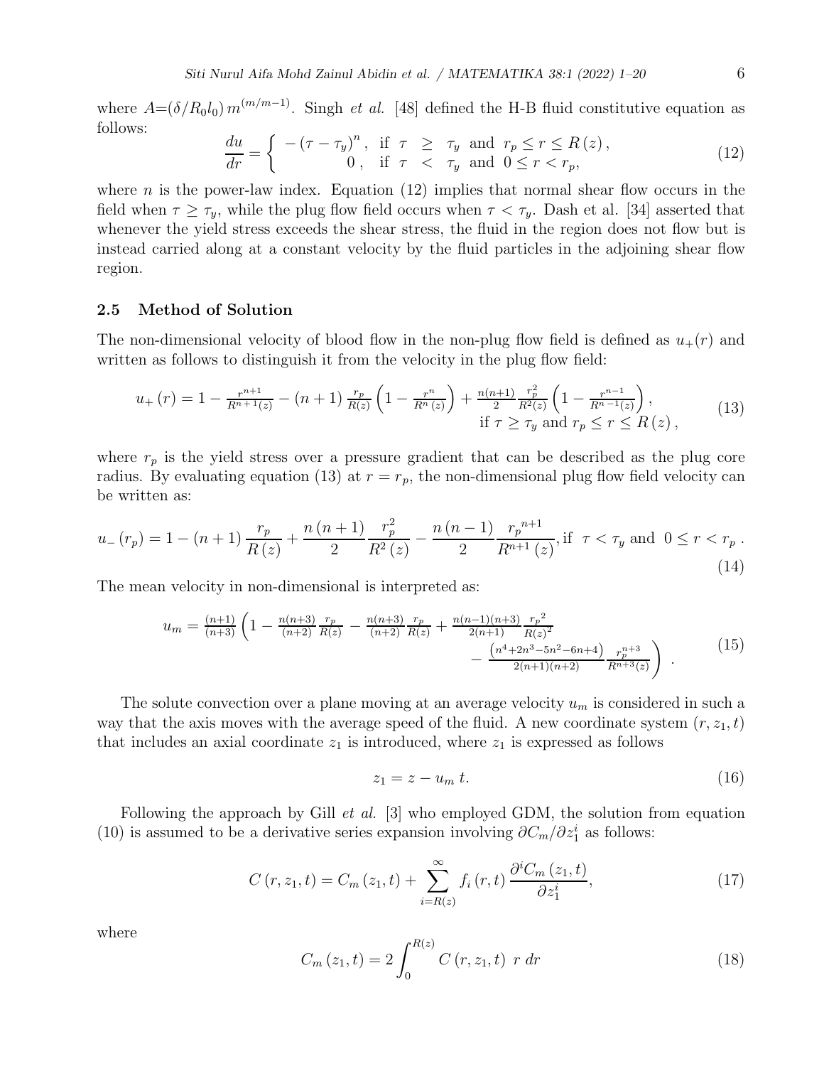where $A=(\delta/R_0 l_0)\, m^{(m/m-1)}$. Singh *et al.* [48] defined the H-B fluid constitutive equation as follows:

$$\frac{du}{dr} = \begin{cases} -\left(\tau - \tau_y\right)^n, & \text{if } \tau \geq \tau_y \text{ and } r_p \leq r \leq R\left(z\right), \\ 0, & \text{if } \tau < \tau_y \text{ and } 0 \leq r < r_p, \end{cases} \tag{12}$$

where $n$ is the power-law index. Equation (12) implies that normal shear flow occurs in the field when $\tau \geq \tau_y$, while the plug flow field occurs when $\tau < \tau_y$. Dash et al. [34] asserted that whenever the yield stress exceeds the shear stress, the fluid in the region does not flow but is instead carried along at a constant velocity by the fluid particles in the adjoining shear flow region.

### 2.5 Method of Solution

The non-dimensional velocity of blood flow in the non-plug flow field is defined as $u_+(r)$ and written as follows to distinguish it from the velocity in the plug flow field:

$$u_+\left(r\right) = 1 - \frac{r^{n+1}}{R^{n+1}(z)} - (n+1)\frac{r_p}{R(z)}\left(1 - \frac{r^n}{R^n\left(z\right)}\right) + \frac{n(n+1)}{2}\frac{r_p^2}{R^2(z)}\left(1 - \frac{r^{n-1}}{R^{n-1}(z)}\right), \quad \text{if } \tau \geq \tau_y \text{ and } r_p \leq r \leq R\left(z\right), \tag{13}$$

where $r_p$ is the yield stress over a pressure gradient that can be described as the plug core radius. By evaluating equation (13) at $r = r_p$, the non-dimensional plug flow field velocity can be written as:

$$u_-\left(r_p\right) = 1 - \left(n+1\right)\frac{r_p}{R\left(z\right)} + \frac{n\left(n+1\right)}{2}\frac{r_p^2}{R^2\left(z\right)} - \frac{n\left(n-1\right)}{2}\frac{{r_p}^{n+1}}{R^{n+1}\left(z\right)}, \text{if } \tau < \tau_y \text{ and } 0 \leq r < r_p\,. \tag{14}$$

The mean velocity in non-dimensional is interpreted as:

$$u_m = \frac{(n+1)}{(n+3)}\left(1 - \frac{n(n+3)}{(n+2)}\frac{r_p}{R(z)} - \frac{n(n+3)}{(n+2)}\frac{r_p}{R(z)} + \frac{n(n-1)(n+3)}{2(n+1)}\frac{{r_p}^2}{{R(z)}^2} - \frac{\left(n^4+2n^3-5n^2-6n+4\right)}{2(n+1)(n+2)}\frac{r_p^{n+3}}{R^{n+3}(z)}\right). \tag{15}$$

The solute convection over a plane moving at an average velocity $u_m$ is considered in such a way that the axis moves with the average speed of the fluid. A new coordinate system $(r, z_1, t)$ that includes an axial coordinate $z_1$ is introduced, where $z_1$ is expressed as follows

$$z_1 = z - u_m\, t. \tag{16}$$

Following the approach by Gill *et al.* [3] who employed GDM, the solution from equation (10) is assumed to be a derivative series expansion involving $\partial C_m/\partial z_1^i$ as follows:

$$C\left(r, z_1, t\right) = C_m\left(z_1, t\right) + \sum_{i=R(z)}^{\infty} f_i\left(r, t\right)\frac{\partial^i C_m\left(z_1, t\right)}{\partial z_1^i}, \tag{17}$$

where

$$C_m\left(z_1, t\right) = 2\int_0^{R(z)} C\left(r, z_1, t\right)\; r\; dr \tag{18}$$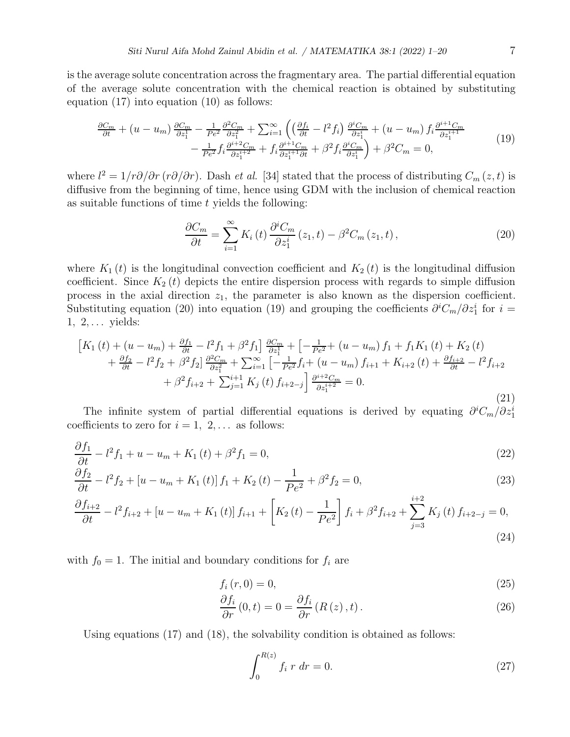is the average solute concentration across the fragmentary area. The partial differential equation of the average solute concentration with the chemical reaction is obtained by substituting equation (17) into equation (10) as follows:

$$\begin{aligned}\frac{\partial C_m}{\partial t} + (u-u_m)\frac{\partial C_m}{\partial z_1^1} - \frac{1}{Pe^2}\frac{\partial^2 C_m}{\partial z_1^2} + \sum_{i=1}^{\infty}\Big(\Big(\frac{\partial f_i}{\partial t} - l^2 f_i\Big)\frac{\partial^i C_m}{\partial z_1^i} + (u-u_m) f_i \frac{\partial^{i+1} C_m}{\partial z_1^{i+1}} \\ - \frac{1}{Pe^2} f_i \frac{\partial^{i+2} C_m}{\partial z_1^{i+2}} + f_i \frac{\partial^{i+1} C_m}{\partial z_1^{i+1}\partial t} + \beta^2 f_i \frac{\partial^i C_m}{\partial z_1^i}\Big) + \beta^2 C_m = 0,\end{aligned} \tag{19}$$

where $l^2 = 1/r\partial/\partial r\,(r\partial/\partial r)$. Dash *et al.* [34] stated that the process of distributing $C_m(z,t)$ is diffusive from the beginning of time, hence using GDM with the inclusion of chemical reaction as suitable functions of time $t$ yields the following:

$$\frac{\partial C_m}{\partial t} = \sum_{i=1}^{\infty} K_i(t)\frac{\partial^i C_m}{\partial z_1^i}(z_1,t) - \beta^2 C_m(z_1,t), \tag{20}$$

where $K_1(t)$ is the longitudinal convection coefficient and $K_2(t)$ is the longitudinal diffusion coefficient. Since $K_2(t)$ depicts the entire dispersion process with regards to simple diffusion process in the axial direction $z_1$, the parameter is also known as the dispersion coefficient. Substituting equation (20) into equation (19) and grouping the coefficients $\partial^i C_m/\partial z_1^i$ for $i = 1, 2, \ldots$ yields:

$$\begin{aligned}\Big[K_1(t) + (u-u_m) + \frac{\partial f_1}{\partial t} - l^2 f_1 + \beta^2 f_1\Big]\frac{\partial C_m}{\partial z_1^1} + \Big[-\frac{1}{Pe^2} + (u-u_m) f_1 + f_1 K_1(t) + K_2(t) \\ + \frac{\partial f_2}{\partial t} - l^2 f_2 + \beta^2 f_2\Big]\frac{\partial^2 C_m}{\partial z_1^2} + \sum_{i=1}^{\infty}\Big[-\frac{1}{Pe^2} f_i + (u-u_m) f_{i+1} + K_{i+2}(t) + \frac{\partial f_{i+2}}{\partial t} - l^2 f_{i+2} \\ + \beta^2 f_{i+2} + \sum_{j=1}^{i+1} K_j(t) f_{i+2-j}\Big]\frac{\partial^{i+2} C_m}{\partial z_1^{i+2}} = 0.\end{aligned} \tag{21}$$

The infinite system of partial differential equations is derived by equating $\partial^i C_m/\partial z_1^i$ coefficients to zero for $i = 1, 2, \ldots$ as follows:

$$\frac{\partial f_1}{\partial t} - l^2 f_1 + u - u_m + K_1(t) + \beta^2 f_1 = 0, \tag{22}$$

$$\frac{\partial f_2}{\partial t} - l^2 f_2 + [u - u_m + K_1(t)] f_1 + K_2(t) - \frac{1}{Pe^2} + \beta^2 f_2 = 0, \tag{23}$$

$$\frac{\partial f_{i+2}}{\partial t} - l^2 f_{i+2} + [u - u_m + K_1(t)] f_{i+1} + \left[K_2(t) - \frac{1}{Pe^2}\right] f_i + \beta^2 f_{i+2} + \sum_{j=3}^{i+2} K_j(t) f_{i+2-j} = 0, \tag{24}$$

with $f_0 = 1$. The initial and boundary conditions for $f_i$ are

$$f_i(r,0) = 0, \tag{25}$$

$$\frac{\partial f_i}{\partial r}(0,t) = 0 = \frac{\partial f_i}{\partial r}(R(z),t). \tag{26}$$

Using equations (17) and (18), the solvability condition is obtained as follows:

$$\int_0^{R(z)} f_i\; r\; dr = 0. \tag{27}$$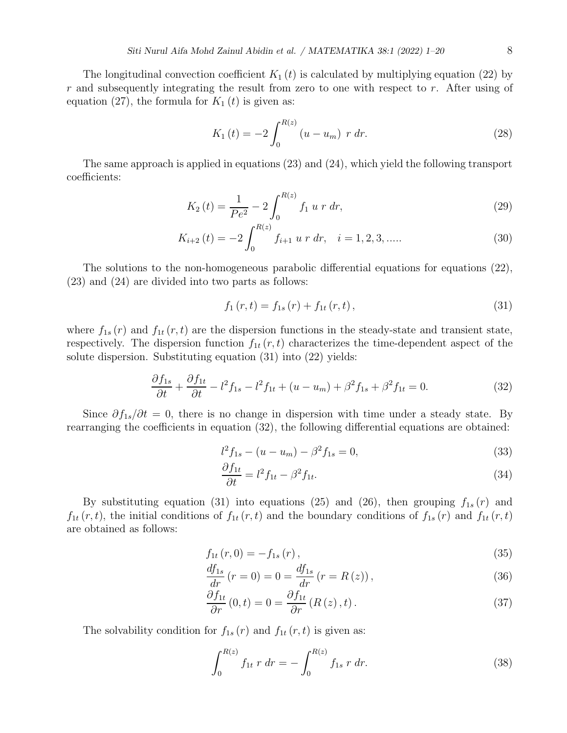The longitudinal convection coefficient $K_1(t)$ is calculated by multiplying equation (22) by $r$ and subsequently integrating the result from zero to one with respect to $r$. After using of equation (27), the formula for $K_1(t)$ is given as:

$$K_1(t) = -2 \int_0^{R(z)} (u - u_m)\ r\ dr. \tag{28}$$

The same approach is applied in equations (23) and (24), which yield the following transport coefficients:

$$K_2(t) = \frac{1}{Pe^2} - 2 \int_0^{R(z)} f_1\ u\ r\ dr, \tag{29}$$

$$K_{i+2}(t) = -2 \int_0^{R(z)} f_{i+1}\ u\ r\ dr, \quad i = 1, 2, 3, ..... \tag{30}$$

The solutions to the non-homogeneous parabolic differential equations for equations (22), (23) and (24) are divided into two parts as follows:

$$f_1(r, t) = f_{1s}(r) + f_{1t}(r, t), \tag{31}$$

where $f_{1s}(r)$ and $f_{1t}(r, t)$ are the dispersion functions in the steady-state and transient state, respectively. The dispersion function $f_{1t}(r, t)$ characterizes the time-dependent aspect of the solute dispersion. Substituting equation (31) into (22) yields:

$$\frac{\partial f_{1s}}{\partial t} + \frac{\partial f_{1t}}{\partial t} - l^2 f_{1s} - l^2 f_{1t} + (u - u_m) + \beta^2 f_{1s} + \beta^2 f_{1t} = 0. \tag{32}$$

Since $\partial f_{1s}/\partial t = 0$, there is no change in dispersion with time under a steady state. By rearranging the coefficients in equation (32), the following differential equations are obtained:

$$l^2 f_{1s} - (u - u_m) - \beta^2 f_{1s} = 0, \tag{33}$$

$$\frac{\partial f_{1t}}{\partial t} = l^2 f_{1t} - \beta^2 f_{1t}. \tag{34}$$

By substituting equation (31) into equations (25) and (26), then grouping $f_{1s}(r)$ and $f_{1t}(r, t)$, the initial conditions of $f_{1t}(r, t)$ and the boundary conditions of $f_{1s}(r)$ and $f_{1t}(r, t)$ are obtained as follows:

$$f_{1t}(r, 0) = -f_{1s}(r), \tag{35}$$

$$\frac{df_{1s}}{dr}(r = 0) = 0 = \frac{df_{1s}}{dr}(r = R(z)), \tag{36}$$

$$\frac{\partial f_{1t}}{\partial r}(0, t) = 0 = \frac{\partial f_{1t}}{\partial r}(R(z), t). \tag{37}$$

The solvability condition for $f_{1s}(r)$ and $f_{1t}(r, t)$ is given as:

$$\int_0^{R(z)} f_{1t}\ r\ dr = -\int_0^{R(z)} f_{1s}\ r\ dr. \tag{38}$$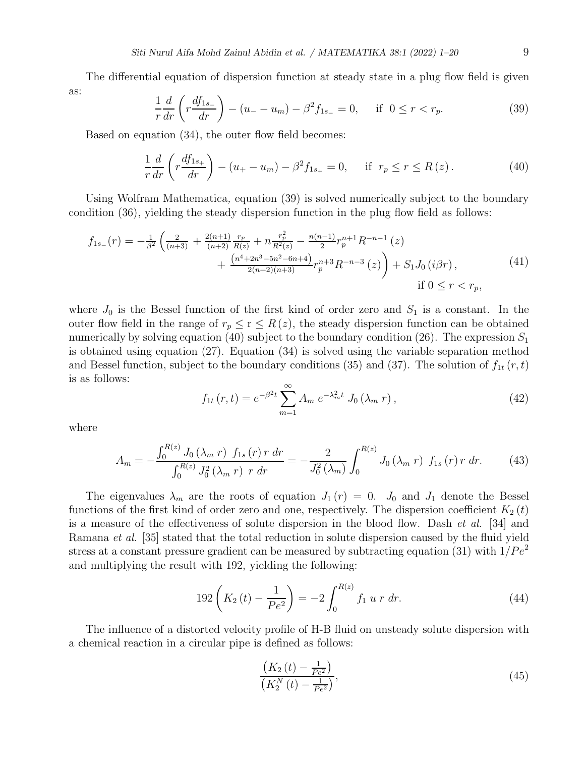The differential equation of dispersion function at steady state in a plug flow field is given as:

$$\frac{1}{r}\frac{d}{dr}\left(r\frac{df_{1s_-}}{dr}\right)-(u_- - u_m)-\beta^2 f_{1s_-}=0, \quad \text{if } 0\le r<r_p. \tag{39}$$

Based on equation (34), the outer flow field becomes:

$$\frac{1}{r}\frac{d}{dr}\left(r\frac{df_{1s_+}}{dr}\right)-(u_+ - u_m)-\beta^2 f_{1s_+}=0, \quad \text{if } r_p\le r\le R(z). \tag{40}$$

Using Wolfram Mathematica, equation (39) is solved numerically subject to the boundary condition (36), yielding the steady dispersion function in the plug flow field as follows:

$$\begin{aligned} f_{1s_-}(r) = -\frac{1}{\beta^2}\Bigg(&\frac{2}{(n+3)}+\frac{2(n+1)}{(n+2)}\frac{r_p}{R(z)}+n\frac{r_p^2}{R^2(z)}-\frac{n(n-1)}{2}r_p^{n+1}R^{-n-1}(z)\\ &+\frac{\left(n^4+2n^3-5n^2-6n+4\right)}{2(n+2)(n+3)}r_p^{n+3}R^{-n-3}(z)\Bigg)+S_1 J_0(i\beta r),\\ &\text{if } 0\le r<r_p, \end{aligned} \tag{41}$$

where $J_0$ is the Bessel function of the first kind of order zero and $S_1$ is a constant. In the outer flow field in the range of $r_p \le r \le R(z)$, the steady dispersion function can be obtained numerically by solving equation (40) subject to the boundary condition (26). The expression $S_1$ is obtained using equation (27). Equation (34) is solved using the variable separation method and Bessel function, subject to the boundary conditions (35) and (37). The solution of $f_{1t}(r,t)$ is as follows:

$$f_{1t}(r,t)=e^{-\beta^2 t}\sum_{m=1}^{\infty}A_m\, e^{-\lambda_m^2 t}\, J_0(\lambda_m\, r), \tag{42}$$

where

$$A_m=-\frac{\int_0^{R(z)}J_0(\lambda_m\, r)\;f_{1s}(r)\,r\;dr}{\int_0^{R(z)}J_0^2(\lambda_m\, r)\;r\;dr}=-\frac{2}{J_0^2(\lambda_m)}\int_0^{R(z)}J_0(\lambda_m\, r)\;f_{1s}(r)\,r\;dr. \tag{43}$$

The eigenvalues $\lambda_m$ are the roots of equation $J_1(r)=0$. $J_0$ and $J_1$ denote the Bessel functions of the first kind of order zero and one, respectively. The dispersion coefficient $K_2(t)$ is a measure of the effectiveness of solute dispersion in the blood flow. Dash *et al.* [34] and Ramana *et al.* [35] stated that the total reduction in solute dispersion caused by the fluid yield stress at a constant pressure gradient can be measured by subtracting equation (31) with $1/Pe^2$ and multiplying the result with 192, yielding the following:

$$192\left(K_2(t)-\frac{1}{Pe^2}\right)=-2\int_0^{R(z)}f_1\;u\;r\;dr. \tag{44}$$

The influence of a distorted velocity profile of H-B fluid on unsteady solute dispersion with a chemical reaction in a circular pipe is defined as follows:

$$\frac{\left(K_2(t)-\frac{1}{Pe^2}\right)}{\left(K_2^N(t)-\frac{1}{Pe^2}\right)}, \tag{45}$$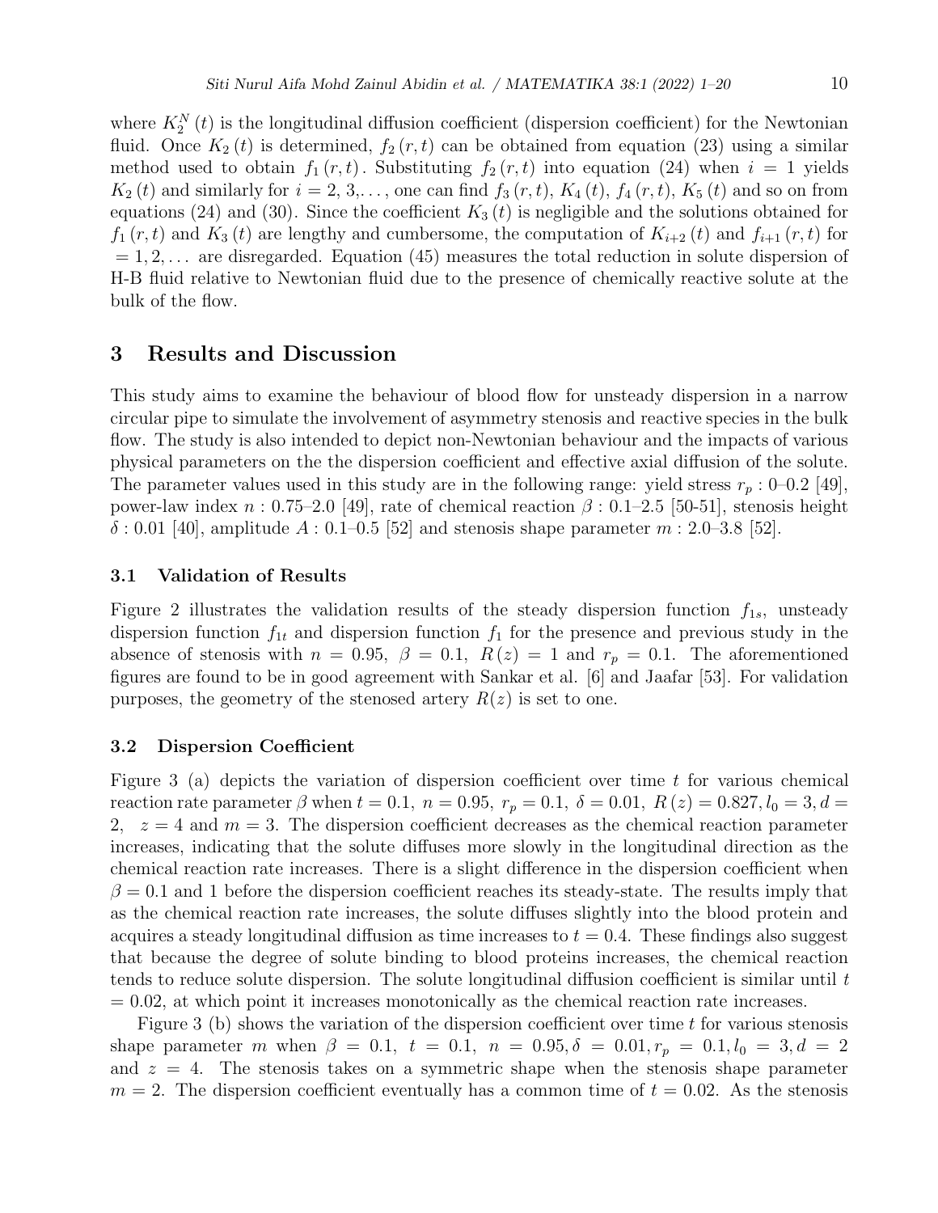where $K_2^N(t)$ is the longitudinal diffusion coefficient (dispersion coefficient) for the Newtonian fluid. Once $K_2(t)$ is determined, $f_2(r,t)$ can be obtained from equation (23) using a similar method used to obtain $f_1(r,t)$. Substituting $f_2(r,t)$ into equation (24) when $i = 1$ yields $K_2(t)$ and similarly for $i = 2, 3, \ldots$, one can find $f_3(r,t)$, $K_4(t)$, $f_4(r,t)$, $K_5(t)$ and so on from equations (24) and (30). Since the coefficient $K_3(t)$ is negligible and the solutions obtained for $f_1(r,t)$ and $K_3(t)$ are lengthy and cumbersome, the computation of $K_{i+2}(t)$ and $f_{i+1}(r,t)$ for $= 1, 2, \ldots$ are disregarded. Equation (45) measures the total reduction in solute dispersion of H-B fluid relative to Newtonian fluid due to the presence of chemically reactive solute at the bulk of the flow.

## 3 Results and Discussion

This study aims to examine the behaviour of blood flow for unsteady dispersion in a narrow circular pipe to simulate the involvement of asymmetry stenosis and reactive species in the bulk flow. The study is also intended to depict non-Newtonian behaviour and the impacts of various physical parameters on the the dispersion coefficient and effective axial diffusion of the solute. The parameter values used in this study are in the following range: yield stress $r_p$ : 0–0.2 [49], power-law index $n$ : 0.75–2.0 [49], rate of chemical reaction $\beta$ : 0.1–2.5 [50-51], stenosis height $\delta$ : 0.01 [40], amplitude $A$ : 0.1–0.5 [52] and stenosis shape parameter $m$ : 2.0–3.8 [52].

### 3.1 Validation of Results

Figure 2 illustrates the validation results of the steady dispersion function $f_{1s}$, unsteady dispersion function $f_{1t}$ and dispersion function $f_1$ for the presence and previous study in the absence of stenosis with $n = 0.95$, $\beta = 0.1$, $R(z) = 1$ and $r_p = 0.1$. The aforementioned figures are found to be in good agreement with Sankar et al. [6] and Jaafar [53]. For validation purposes, the geometry of the stenosed artery $R(z)$ is set to one.

### 3.2 Dispersion Coefficient

Figure 3 (a) depicts the variation of dispersion coefficient over time $t$ for various chemical reaction rate parameter $\beta$ when $t = 0.1$, $n = 0.95$, $r_p = 0.1$, $\delta = 0.01$, $R(z) = 0.827, l_0 = 3, d = 2$, $z = 4$ and $m = 3$. The dispersion coefficient decreases as the chemical reaction parameter increases, indicating that the solute diffuses more slowly in the longitudinal direction as the chemical reaction rate increases. There is a slight difference in the dispersion coefficient when $\beta = 0.1$ and 1 before the dispersion coefficient reaches its steady-state. The results imply that as the chemical reaction rate increases, the solute diffuses slightly into the blood protein and acquires a steady longitudinal diffusion as time increases to $t = 0.4$. These findings also suggest that because the degree of solute binding to blood proteins increases, the chemical reaction tends to reduce solute dispersion. The solute longitudinal diffusion coefficient is similar until $t = 0.02$, at which point it increases monotonically as the chemical reaction rate increases.

Figure 3 (b) shows the variation of the dispersion coefficient over time $t$ for various stenosis shape parameter $m$ when $\beta = 0.1$, $t = 0.1$, $n = 0.95, \delta = 0.01, r_p = 0.1, l_0 = 3, d = 2$ and $z = 4$. The stenosis takes on a symmetric shape when the stenosis shape parameter $m = 2$. The dispersion coefficient eventually has a common time of $t = 0.02$. As the stenosis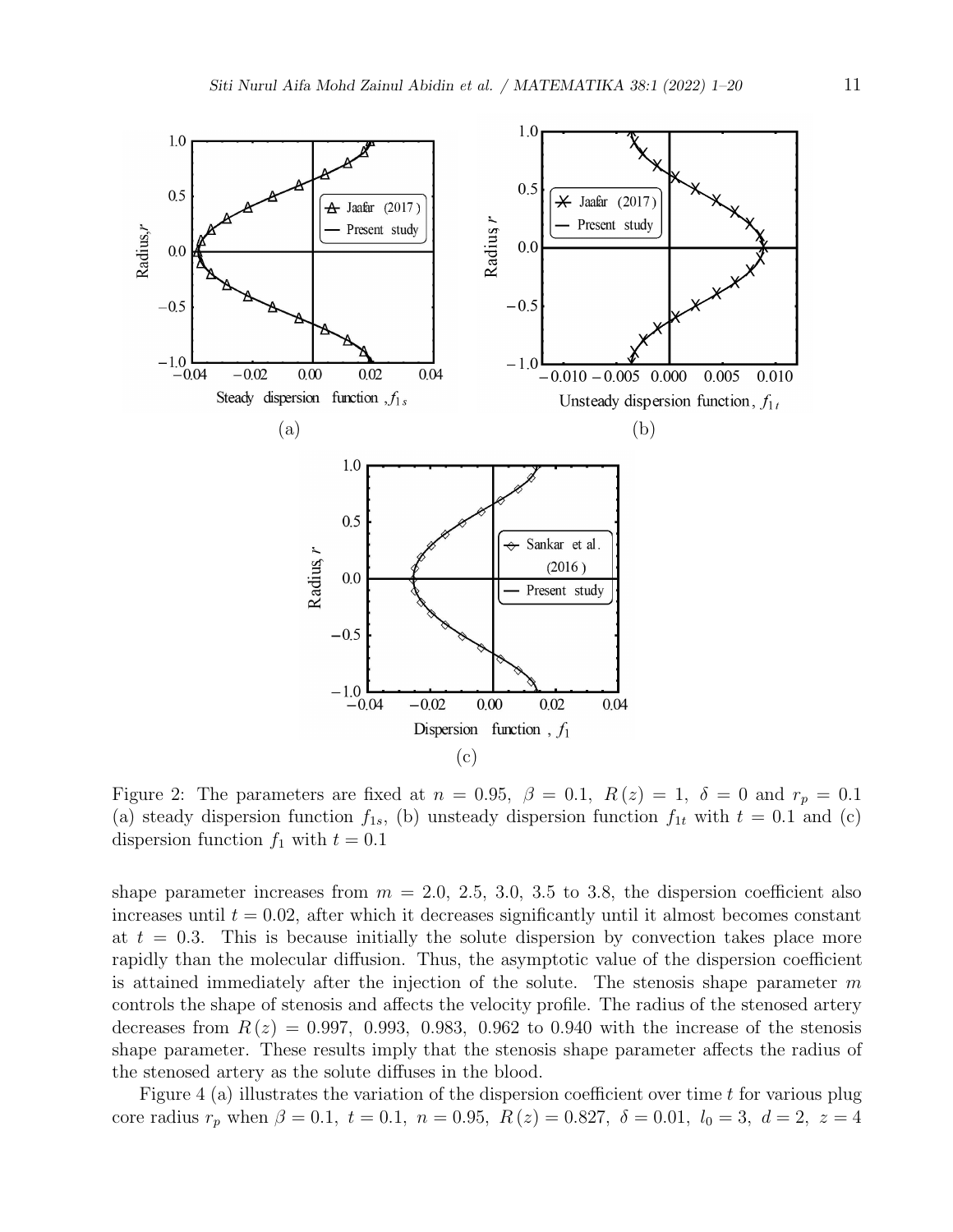Figure 2: The parameters are fixed at $n = 0.95,\ \beta = 0.1,\ R(z) = 1,\ \delta = 0$ and $r_p = 0.1$ (a) steady dispersion function $f_{1s}$, (b) unsteady dispersion function $f_{1t}$ with $t = 0.1$ and (c) dispersion function $f_1$ with $t = 0.1$

shape parameter increases from $m = 2.0,\ 2.5,\ 3.0,\ 3.5$ to $3.8$, the dispersion coefficient also increases until $t = 0.02$, after which it decreases significantly until it almost becomes constant at $t = 0.3$. This is because initially the solute dispersion by convection takes place more rapidly than the molecular diffusion. Thus, the asymptotic value of the dispersion coefficient is attained immediately after the injection of the solute. The stenosis shape parameter $m$ controls the shape of stenosis and affects the velocity profile. The radius of the stenosed artery decreases from $R(z) = 0.997,\ 0.993,\ 0.983,\ 0.962$ to $0.940$ with the increase of the stenosis shape parameter. These results imply that the stenosis shape parameter affects the radius of the stenosed artery as the solute diffuses in the blood.

Figure 4 (a) illustrates the variation of the dispersion coefficient over time $t$ for various plug core radius $r_p$ when $\beta = 0.1,\ t = 0.1,\ n = 0.95,\ R(z) = 0.827,\ \delta = 0.01,\ l_0 = 3,\ d = 2,\ z = 4$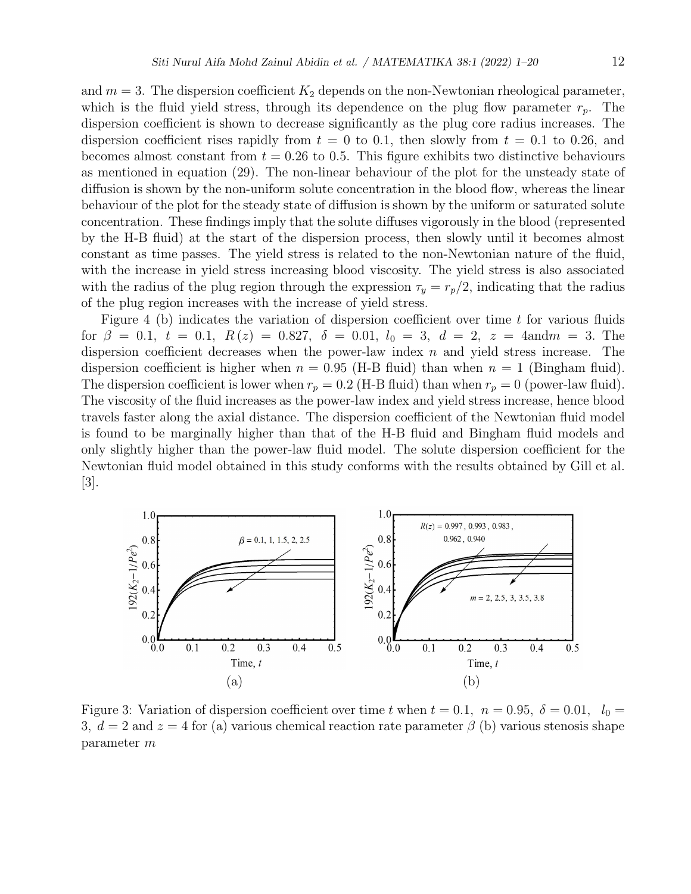and $m = 3$. The dispersion coefficient $K_2$ depends on the non-Newtonian rheological parameter, which is the fluid yield stress, through its dependence on the plug flow parameter $r_p$. The dispersion coefficient is shown to decrease significantly as the plug core radius increases. The dispersion coefficient rises rapidly from $t = 0$ to 0.1, then slowly from $t = 0.1$ to 0.26, and becomes almost constant from $t = 0.26$ to 0.5. This figure exhibits two distinctive behaviours as mentioned in equation (29). The non-linear behaviour of the plot for the unsteady state of diffusion is shown by the non-uniform solute concentration in the blood flow, whereas the linear behaviour of the plot for the steady state of diffusion is shown by the uniform or saturated solute concentration. These findings imply that the solute diffuses vigorously in the blood (represented by the H-B fluid) at the start of the dispersion process, then slowly until it becomes almost constant as time passes. The yield stress is related to the non-Newtonian nature of the fluid, with the increase in yield stress increasing blood viscosity. The yield stress is also associated with the radius of the plug region through the expression $\tau_y = r_p/2$, indicating that the radius of the plug region increases with the increase of yield stress.

Figure 4 (b) indicates the variation of dispersion coefficient over time $t$ for various fluids for $\beta = 0.1$, $t = 0.1$, $R(z) = 0.827$, $\delta = 0.01$, $l_0 = 3$, $d = 2$, $z = 4$ and $m = 3$. The dispersion coefficient decreases when the power-law index $n$ and yield stress increase. The dispersion coefficient is higher when $n = 0.95$ (H-B fluid) than when $n = 1$ (Bingham fluid). The dispersion coefficient is lower when $r_p = 0.2$ (H-B fluid) than when $r_p = 0$ (power-law fluid). The viscosity of the fluid increases as the power-law index and yield stress increase, hence blood travels faster along the axial distance. The dispersion coefficient of the Newtonian fluid model is found to be marginally higher than that of the H-B fluid and Bingham fluid models and only slightly higher than the power-law fluid model. The solute dispersion coefficient for the Newtonian fluid model obtained in this study conforms with the results obtained by Gill et al. [3].

Figure 3: Variation of dispersion coefficient over time $t$ when $t = 0.1$, $n = 0.95$, $\delta = 0.01$, $l_0 = 3$, $d = 2$ and $z = 4$ for (a) various chemical reaction rate parameter $\beta$ (b) various stenosis shape parameter $m$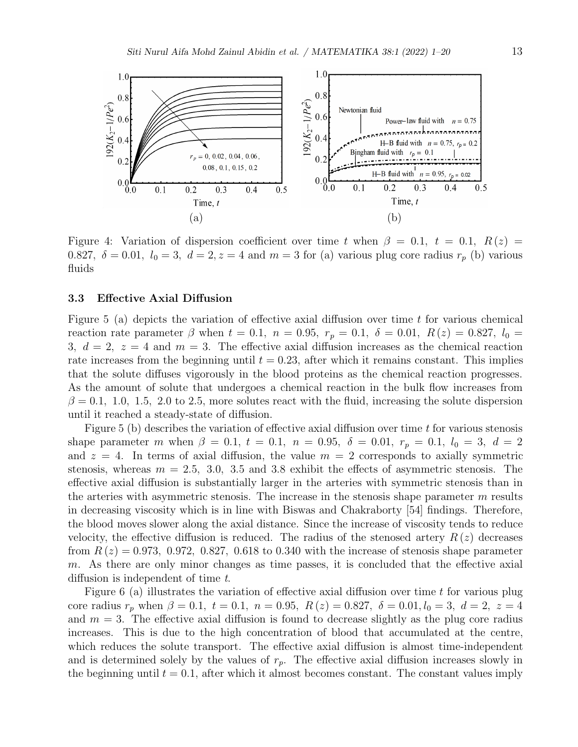Figure 4: Variation of dispersion coefficient over time $t$ when $\beta = 0.1,\ t = 0.1,\ R(z) = 0.827,\ \delta = 0.01,\ l_0 = 3,\ d = 2, z = 4$ and $m = 3$ for (a) various plug core radius $r_p$ (b) various fluids

### 3.3 Effective Axial Diffusion

Figure 5 (a) depicts the variation of effective axial diffusion over time $t$ for various chemical reaction rate parameter $\beta$ when $t = 0.1,\ n = 0.95,\ r_p = 0.1,\ \delta = 0.01,\ R(z) = 0.827,\ l_0 = 3,\ d = 2,\ z = 4$ and $m = 3$. The effective axial diffusion increases as the chemical reaction rate increases from the beginning until $t = 0.23$, after which it remains constant. This implies that the solute diffuses vigorously in the blood proteins as the chemical reaction progresses. As the amount of solute that undergoes a chemical reaction in the bulk flow increases from $\beta = 0.1,\ 1.0,\ 1.5,\ 2.0$ to $2.5$, more solutes react with the fluid, increasing the solute dispersion until it reached a steady-state of diffusion.

Figure 5 (b) describes the variation of effective axial diffusion over time $t$ for various stenosis shape parameter $m$ when $\beta = 0.1,\ t = 0.1,\ n = 0.95,\ \delta = 0.01,\ r_p = 0.1,\ l_0 = 3,\ d = 2$ and $z = 4$. In terms of axial diffusion, the value $m = 2$ corresponds to axially symmetric stenosis, whereas $m = 2.5,\ 3.0,\ 3.5$ and $3.8$ exhibit the effects of asymmetric stenosis. The effective axial diffusion is substantially larger in the arteries with symmetric stenosis than in the arteries with asymmetric stenosis. The increase in the stenosis shape parameter $m$ results in decreasing viscosity which is in line with Biswas and Chakraborty [54] findings. Therefore, the blood moves slower along the axial distance. Since the increase of viscosity tends to reduce velocity, the effective diffusion is reduced. The radius of the stenosed artery $R(z)$ decreases from $R(z) = 0.973,\ 0.972,\ 0.827,\ 0.618$ to $0.340$ with the increase of stenosis shape parameter $m$. As there are only minor changes as time passes, it is concluded that the effective axial diffusion is independent of time $t$.

Figure 6 (a) illustrates the variation of effective axial diffusion over time $t$ for various plug core radius $r_p$ when $\beta = 0.1,\ t = 0.1,\ n = 0.95,\ R(z) = 0.827,\ \delta = 0.01, l_0 = 3,\ d = 2,\ z = 4$ and $m = 3$. The effective axial diffusion is found to decrease slightly as the plug core radius increases. This is due to the high concentration of blood that accumulated at the centre, which reduces the solute transport. The effective axial diffusion is almost time-independent and is determined solely by the values of $r_p$. The effective axial diffusion increases slowly in the beginning until $t = 0.1$, after which it almost becomes constant. The constant values imply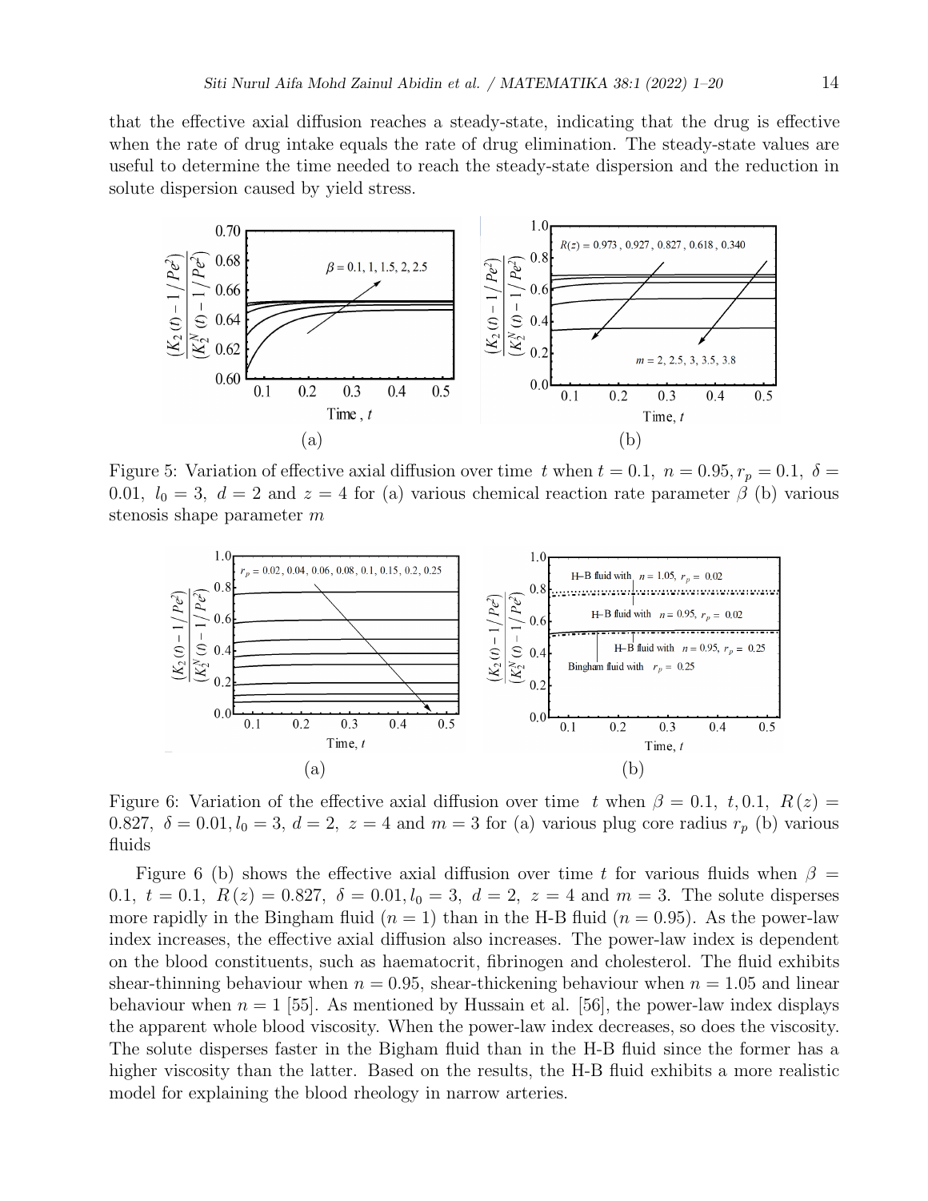that the effective axial diffusion reaches a steady-state, indicating that the drug is effective when the rate of drug intake equals the rate of drug elimination. The steady-state values are useful to determine the time needed to reach the steady-state dispersion and the reduction in solute dispersion caused by yield stress.

Figure 5: Variation of effective axial diffusion over time $t$ when $t = 0.1,\ n = 0.95, r_p = 0.1,\ \delta = 0.01,\ l_0 = 3,\ d = 2$ and $z = 4$ for (a) various chemical reaction rate parameter $\beta$ (b) various stenosis shape parameter $m$

Figure 6: Variation of the effective axial diffusion over time $t$ when $\beta = 0.1,\ t, 0.1,\ R(z) = 0.827,\ \delta = 0.01, l_0 = 3,\ d = 2,\ z = 4$ and $m = 3$ for (a) various plug core radius $r_p$ (b) various fluids

Figure 6 (b) shows the effective axial diffusion over time $t$ for various fluids when $\beta = 0.1,\ t = 0.1,\ R(z) = 0.827,\ \delta = 0.01, l_0 = 3,\ d = 2,\ z = 4$ and $m = 3$. The solute disperses more rapidly in the Bingham fluid ($n = 1$) than in the H-B fluid ($n = 0.95$). As the power-law index increases, the effective axial diffusion also increases. The power-law index is dependent on the blood constituents, such as haematocrit, fibrinogen and cholesterol. The fluid exhibits shear-thinning behaviour when $n = 0.95$, shear-thickening behaviour when $n = 1.05$ and linear behaviour when $n = 1$ [55]. As mentioned by Hussain et al. [56], the power-law index displays the apparent whole blood viscosity. When the power-law index decreases, so does the viscosity. The solute disperses faster in the Bigham fluid than in the H-B fluid since the former has a higher viscosity than the latter. Based on the results, the H-B fluid exhibits a more realistic model for explaining the blood rheology in narrow arteries.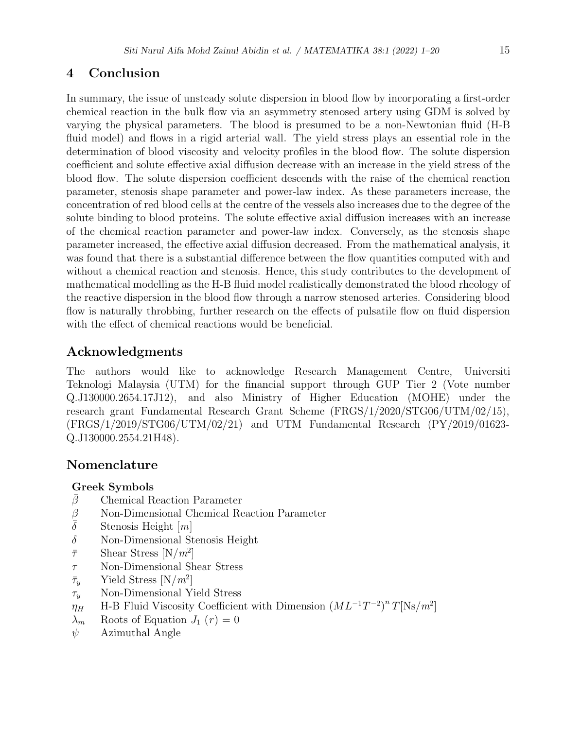## 4 Conclusion

In summary, the issue of unsteady solute dispersion in blood flow by incorporating a first-order chemical reaction in the bulk flow via an asymmetry stenosed artery using GDM is solved by varying the physical parameters. The blood is presumed to be a non-Newtonian fluid (H-B fluid model) and flows in a rigid arterial wall. The yield stress plays an essential role in the determination of blood viscosity and velocity profiles in the blood flow. The solute dispersion coefficient and solute effective axial diffusion decrease with an increase in the yield stress of the blood flow. The solute dispersion coefficient descends with the raise of the chemical reaction parameter, stenosis shape parameter and power-law index. As these parameters increase, the concentration of red blood cells at the centre of the vessels also increases due to the degree of the solute binding to blood proteins. The solute effective axial diffusion increases with an increase of the chemical reaction parameter and power-law index. Conversely, as the stenosis shape parameter increased, the effective axial diffusion decreased. From the mathematical analysis, it was found that there is a substantial difference between the flow quantities computed with and without a chemical reaction and stenosis. Hence, this study contributes to the development of mathematical modelling as the H-B fluid model realistically demonstrated the blood rheology of the reactive dispersion in the blood flow through a narrow stenosed arteries. Considering blood flow is naturally throbbing, further research on the effects of pulsatile flow on fluid dispersion with the effect of chemical reactions would be beneficial.

## Acknowledgments

The authors would like to acknowledge Research Management Centre, Universiti Teknologi Malaysia (UTM) for the financial support through GUP Tier 2 (Vote number Q.J130000.2654.17J12), and also Ministry of Higher Education (MOHE) under the research grant Fundamental Research Grant Scheme (FRGS/1/2020/STG06/UTM/02/15), (FRGS/1/2019/STG06/UTM/02/21) and UTM Fundamental Research (PY/2019/01623-Q.J130000.2554.21H48).

## Nomenclature

**Greek Symbols**

- $\bar{\beta}$ Chemical Reaction Parameter
- $\beta$ Non-Dimensional Chemical Reaction Parameter
- $\bar{\delta}$ Stenosis Height $[m]$
- $\delta$ Non-Dimensional Stenosis Height
- $\bar{\tau}$ Shear Stress $[\mathrm{N}/m^2]$
- $\tau$ Non-Dimensional Shear Stress
- $\bar{\tau}_y$ Yield Stress $[\mathrm{N}/m^2]$
- $\tau_y$ Non-Dimensional Yield Stress
- $\eta_H$ H-B Fluid Viscosity Coefficient with Dimension $(ML^{-1}T^{-2})^n\, T[\mathrm{Ns}/m^2]$
- $\lambda_m$ Roots of Equation $J_1\ (r) = 0$
- $\psi$ Azimuthal Angle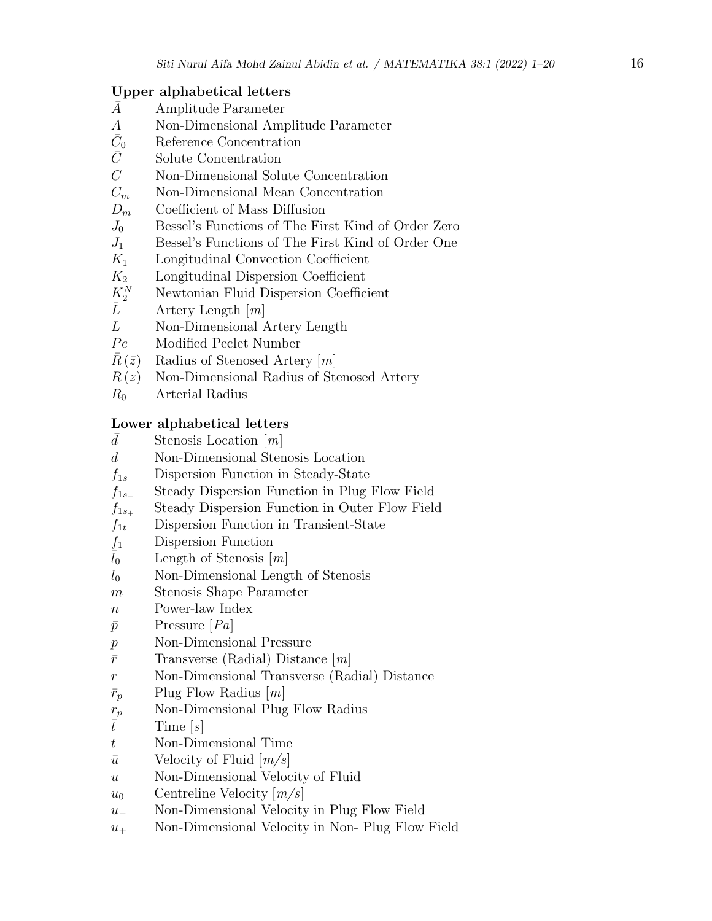**Upper alphabetical letters**

| | |
|---|---|
| $\bar{A}$ | Amplitude Parameter |
| $A$ | Non-Dimensional Amplitude Parameter |
| $\bar{C}_0$ | Reference Concentration |
| $\bar{C}$ | Solute Concentration |
| $C$ | Non-Dimensional Solute Concentration |
| $C_m$ | Non-Dimensional Mean Concentration |
| $D_m$ | Coefficient of Mass Diffusion |
| $J_0$ | Bessel's Functions of The First Kind of Order Zero |
| $J_1$ | Bessel's Functions of The First Kind of Order One |
| $K_1$ | Longitudinal Convection Coefficient |
| $K_2$ | Longitudinal Dispersion Coefficient |
| $K_2^N$ | Newtonian Fluid Dispersion Coefficient |
| $\bar{L}$ | Artery Length $[m]$ |
| $L$ | Non-Dimensional Artery Length |
| $Pe$ | Modified Peclet Number |
| $\bar{R}(\bar{z})$ | Radius of Stenosed Artery $[m]$ |
| $R(z)$ | Non-Dimensional Radius of Stenosed Artery |
| $R_0$ | Arterial Radius |

**Lower alphabetical letters**

| | |
|---|---|
| $\bar{d}$ | Stenosis Location $[m]$ |
| $d$ | Non-Dimensional Stenosis Location |
| $f_{1s}$ | Dispersion Function in Steady-State |
| $f_{1s_-}$ | Steady Dispersion Function in Plug Flow Field |
| $f_{1s_+}$ | Steady Dispersion Function in Outer Flow Field |
| $f_{1t}$ | Dispersion Function in Transient-State |
| $f_1$ | Dispersion Function |
| $\bar{l}_0$ | Length of Stenosis $[m]$ |
| $l_0$ | Non-Dimensional Length of Stenosis |
| $m$ | Stenosis Shape Parameter |
| $n$ | Power-law Index |
| $\bar{p}$ | Pressure $[Pa]$ |
| $p$ | Non-Dimensional Pressure |
| $\bar{r}$ | Transverse (Radial) Distance $[m]$ |
| $r$ | Non-Dimensional Transverse (Radial) Distance |
| $\bar{r}_p$ | Plug Flow Radius $[m]$ |
| $r_p$ | Non-Dimensional Plug Flow Radius |
| $\bar{t}$ | Time $[s]$ |
| $t$ | Non-Dimensional Time |
| $\bar{u}$ | Velocity of Fluid $[m/s]$ |
| $u$ | Non-Dimensional Velocity of Fluid |
| $u_0$ | Centreline Velocity $[m/s]$ |
| $u_-$ | Non-Dimensional Velocity in Plug Flow Field |
| $u_+$ | Non-Dimensional Velocity in Non- Plug Flow Field |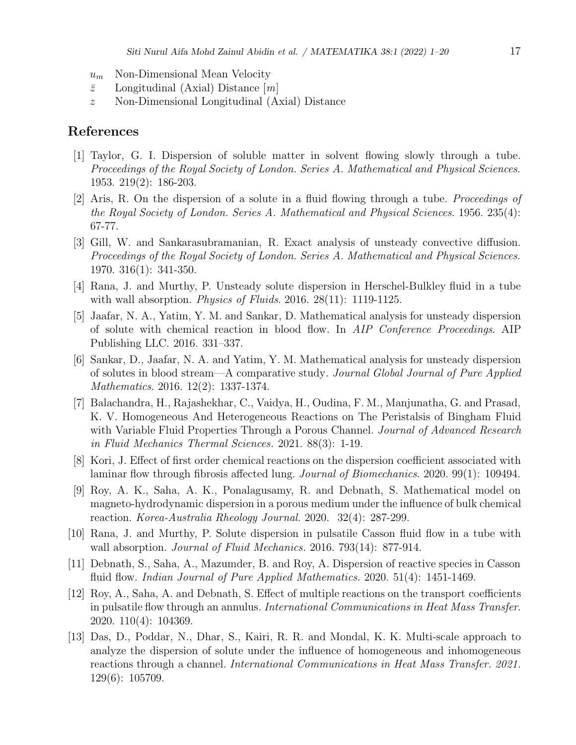$u_m$ Non-Dimensional Mean Velocity
$\bar{z}$ Longitudinal (Axial) Distance $[m]$
$z$ Non-Dimensional Longitudinal (Axial) Distance

## References

[1] Taylor, G. I. Dispersion of soluble matter in solvent flowing slowly through a tube. *Proceedings of the Royal Society of London. Series A. Mathematical and Physical Sciences.* 1953. 219(2): 186-203.

[2] Aris, R. On the dispersion of a solute in a fluid flowing through a tube. *Proceedings of the Royal Society of London. Series A. Mathematical and Physical Sciences*. 1956. 235(4): 67-77.

[3] Gill, W. and Sankarasubramanian, R. Exact analysis of unsteady convective diffusion. *Proceedings of the Royal Society of London. Series A. Mathematical and Physical Sciences.* 1970. 316(1): 341-350.

[4] Rana, J. and Murthy, P. Unsteady solute dispersion in Herschel-Bulkley fluid in a tube with wall absorption. *Physics of Fluids*. 2016. 28(11): 1119-1125.

[5] Jaafar, N. A., Yatim, Y. M. and Sankar, D. Mathematical analysis for unsteady dispersion of solute with chemical reaction in blood flow. In *AIP Conference Proceedings*. AIP Publishing LLC. 2016. 331–337.

[6] Sankar, D., Jaafar, N. A. and Yatim, Y. M. Mathematical analysis for unsteady dispersion of solutes in blood stream—A comparative study. *Journal Global Journal of Pure Applied Mathematics*. 2016. 12(2): 1337-1374.

[7] Balachandra, H., Rajashekhar, C., Vaidya, H., Oudina, F. M., Manjunatha, G. and Prasad, K. V. Homogeneous And Heterogeneous Reactions on The Peristalsis of Bingham Fluid with Variable Fluid Properties Through a Porous Channel. *Journal of Advanced Research in Fluid Mechanics Thermal Sciences.* 2021. 88(3): 1-19.

[8] Kori, J. Effect of first order chemical reactions on the dispersion coefficient associated with laminar flow through fibrosis affected lung. *Journal of Biomechanics.* 2020. 99(1): 109494.

[9] Roy, A. K., Saha, A. K., Ponalagusamy, R. and Debnath, S. Mathematical model on magneto-hydrodynamic dispersion in a porous medium under the influence of bulk chemical reaction. *Korea-Australia Rheology Journal.* 2020. 32(4): 287-299.

[10] Rana, J. and Murthy, P. Solute dispersion in pulsatile Casson fluid flow in a tube with wall absorption. *Journal of Fluid Mechanics.* 2016. 793(14): 877-914.

[11] Debnath, S., Saha, A., Mazumder, B. and Roy, A. Dispersion of reactive species in Casson fluid flow. *Indian Journal of Pure Applied Mathematics.* 2020. 51(4): 1451-1469.

[12] Roy, A., Saha, A. and Debnath, S. Effect of multiple reactions on the transport coefficients in pulsatile flow through an annulus. *International Communications in Heat Mass Transfer.* 2020. 110(4): 104369.

[13] Das, D., Poddar, N., Dhar, S., Kairi, R. R. and Mondal, K. K. Multi-scale approach to analyze the dispersion of solute under the influence of homogeneous and inhomogeneous reactions through a channel. *International Communications in Heat Mass Transfer. 2021.* 129(6): 105709.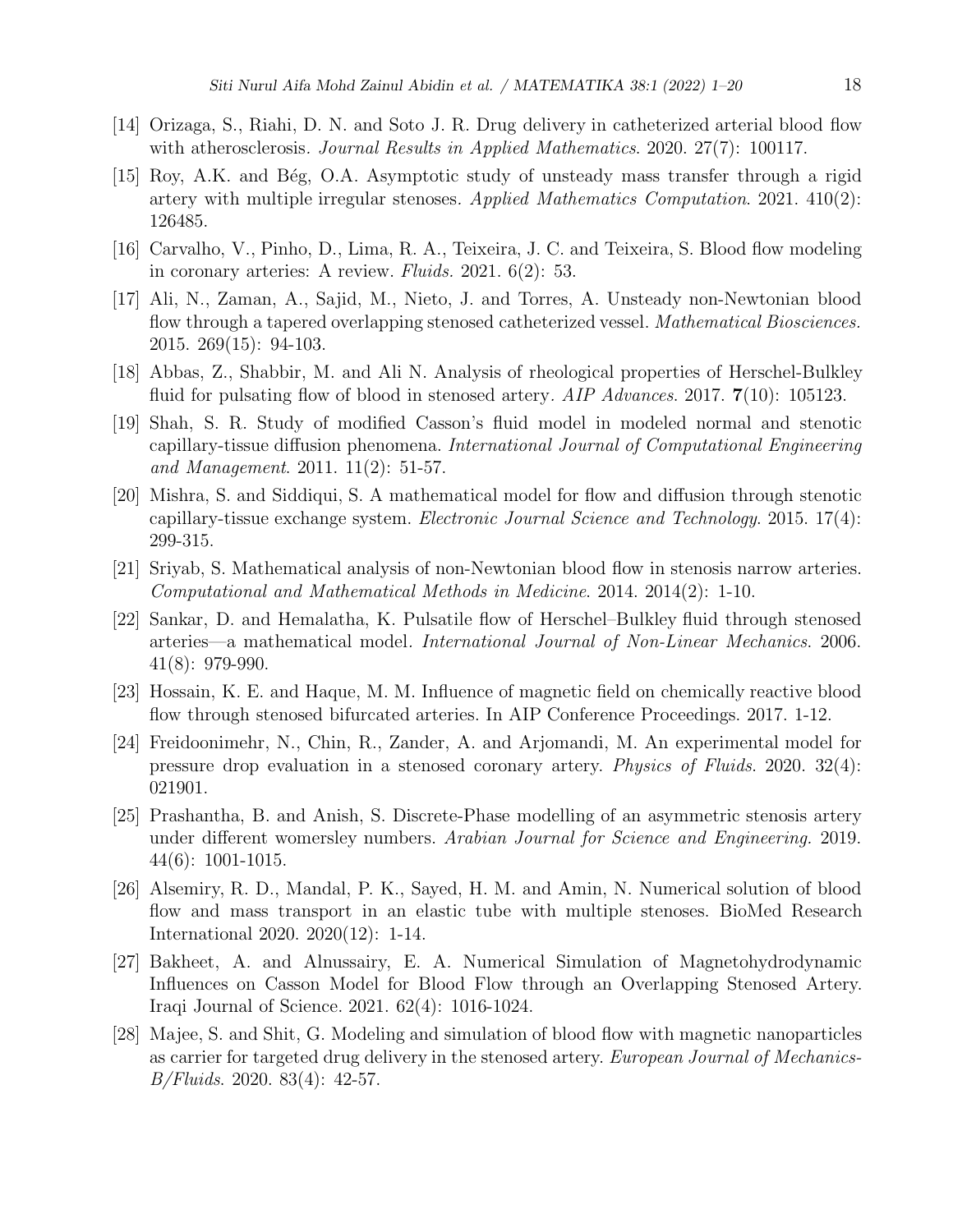[14] Orizaga, S., Riahi, D. N. and Soto J. R. Drug delivery in catheterized arterial blood flow with atherosclerosis. *Journal Results in Applied Mathematics*. 2020. 27(7): 100117.

[15] Roy, A.K. and Bég, O.A. Asymptotic study of unsteady mass transfer through a rigid artery with multiple irregular stenoses. *Applied Mathematics Computation*. 2021. 410(2): 126485.

[16] Carvalho, V., Pinho, D., Lima, R. A., Teixeira, J. C. and Teixeira, S. Blood flow modeling in coronary arteries: A review. *Fluids*. 2021. 6(2): 53.

[17] Ali, N., Zaman, A., Sajid, M., Nieto, J. and Torres, A. Unsteady non-Newtonian blood flow through a tapered overlapping stenosed catheterized vessel. *Mathematical Biosciences*. 2015. 269(15): 94-103.

[18] Abbas, Z., Shabbir, M. and Ali N. Analysis of rheological properties of Herschel-Bulkley fluid for pulsating flow of blood in stenosed artery. *AIP Advances*. 2017. **7**(10): 105123.

[19] Shah, S. R. Study of modified Casson's fluid model in modeled normal and stenotic capillary-tissue diffusion phenomena. *International Journal of Computational Engineering and Management*. 2011. 11(2): 51-57.

[20] Mishra, S. and Siddiqui, S. A mathematical model for flow and diffusion through stenotic capillary-tissue exchange system. *Electronic Journal Science and Technology*. 2015. 17(4): 299-315.

[21] Sriyab, S. Mathematical analysis of non-Newtonian blood flow in stenosis narrow arteries. *Computational and Mathematical Methods in Medicine*. 2014. 2014(2): 1-10.

[22] Sankar, D. and Hemalatha, K. Pulsatile flow of Herschel–Bulkley fluid through stenosed arteries—a mathematical model. *International Journal of Non-Linear Mechanics*. 2006. 41(8): 979-990.

[23] Hossain, K. E. and Haque, M. M. Influence of magnetic field on chemically reactive blood flow through stenosed bifurcated arteries. In AIP Conference Proceedings. 2017. 1-12.

[24] Freidoonimehr, N., Chin, R., Zander, A. and Arjomandi, M. An experimental model for pressure drop evaluation in a stenosed coronary artery. *Physics of Fluids*. 2020. 32(4): 021901.

[25] Prashantha, B. and Anish, S. Discrete-Phase modelling of an asymmetric stenosis artery under different womersley numbers. *Arabian Journal for Science and Engineering*. 2019. 44(6): 1001-1015.

[26] Alsemiry, R. D., Mandal, P. K., Sayed, H. M. and Amin, N. Numerical solution of blood flow and mass transport in an elastic tube with multiple stenoses. BioMed Research International 2020. 2020(12): 1-14.

[27] Bakheet, A. and Alnussairy, E. A. Numerical Simulation of Magnetohydrodynamic Influences on Casson Model for Blood Flow through an Overlapping Stenosed Artery. Iraqi Journal of Science. 2021. 62(4): 1016-1024.

[28] Majee, S. and Shit, G. Modeling and simulation of blood flow with magnetic nanoparticles as carrier for targeted drug delivery in the stenosed artery. *European Journal of Mechanics-B/Fluids*. 2020. 83(4): 42-57.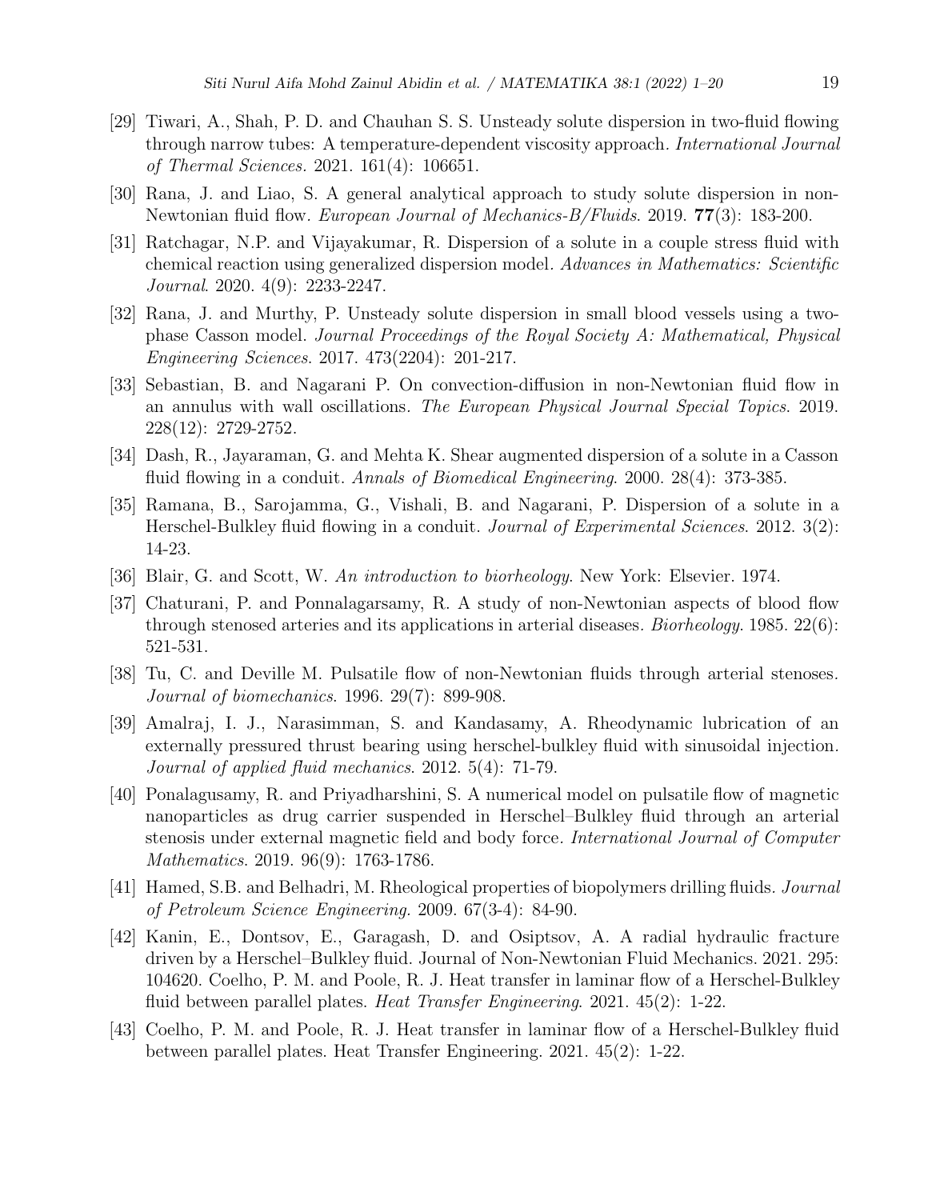[29] Tiwari, A., Shah, P. D. and Chauhan S. S. Unsteady solute dispersion in two-fluid flowing through narrow tubes: A temperature-dependent viscosity approach. *International Journal of Thermal Sciences*. 2021. 161(4): 106651.

[30] Rana, J. and Liao, S. A general analytical approach to study solute dispersion in non-Newtonian fluid flow. *European Journal of Mechanics-B/Fluids*. 2019. **77**(3): 183-200.

[31] Ratchagar, N.P. and Vijayakumar, R. Dispersion of a solute in a couple stress fluid with chemical reaction using generalized dispersion model. *Advances in Mathematics: Scientific Journal*. 2020. 4(9): 2233-2247.

[32] Rana, J. and Murthy, P. Unsteady solute dispersion in small blood vessels using a two-phase Casson model. *Journal Proceedings of the Royal Society A: Mathematical, Physical Engineering Sciences*. 2017. 473(2204): 201-217.

[33] Sebastian, B. and Nagarani P. On convection-diffusion in non-Newtonian fluid flow in an annulus with wall oscillations. *The European Physical Journal Special Topics*. 2019. 228(12): 2729-2752.

[34] Dash, R., Jayaraman, G. and Mehta K. Shear augmented dispersion of a solute in a Casson fluid flowing in a conduit. *Annals of Biomedical Engineering*. 2000. 28(4): 373-385.

[35] Ramana, B., Sarojamma, G., Vishali, B. and Nagarani, P. Dispersion of a solute in a Herschel-Bulkley fluid flowing in a conduit. *Journal of Experimental Sciences*. 2012. 3(2): 14-23.

[36] Blair, G. and Scott, W. *An introduction to biorheology*. New York: Elsevier. 1974.

[37] Chaturani, P. and Ponnalagarsamy, R. A study of non-Newtonian aspects of blood flow through stenosed arteries and its applications in arterial diseases. *Biorheology*. 1985. 22(6): 521-531.

[38] Tu, C. and Deville M. Pulsatile flow of non-Newtonian fluids through arterial stenoses. *Journal of biomechanics*. 1996. 29(7): 899-908.

[39] Amalraj, I. J., Narasimman, S. and Kandasamy, A. Rheodynamic lubrication of an externally pressured thrust bearing using herschel-bulkley fluid with sinusoidal injection. *Journal of applied fluid mechanics*. 2012. 5(4): 71-79.

[40] Ponalagusamy, R. and Priyadharshini, S. A numerical model on pulsatile flow of magnetic nanoparticles as drug carrier suspended in Herschel–Bulkley fluid through an arterial stenosis under external magnetic field and body force. *International Journal of Computer Mathematics*. 2019. 96(9): 1763-1786.

[41] Hamed, S.B. and Belhadri, M. Rheological properties of biopolymers drilling fluids. *Journal of Petroleum Science Engineering*. 2009. 67(3-4): 84-90.

[42] Kanin, E., Dontsov, E., Garagash, D. and Osiptsov, A. A radial hydraulic fracture driven by a Herschel–Bulkley fluid. Journal of Non-Newtonian Fluid Mechanics. 2021. 295: 104620. Coelho, P. M. and Poole, R. J. Heat transfer in laminar flow of a Herschel-Bulkley fluid between parallel plates. *Heat Transfer Engineering*. 2021. 45(2): 1-22.

[43] Coelho, P. M. and Poole, R. J. Heat transfer in laminar flow of a Herschel-Bulkley fluid between parallel plates. Heat Transfer Engineering. 2021. 45(2): 1-22.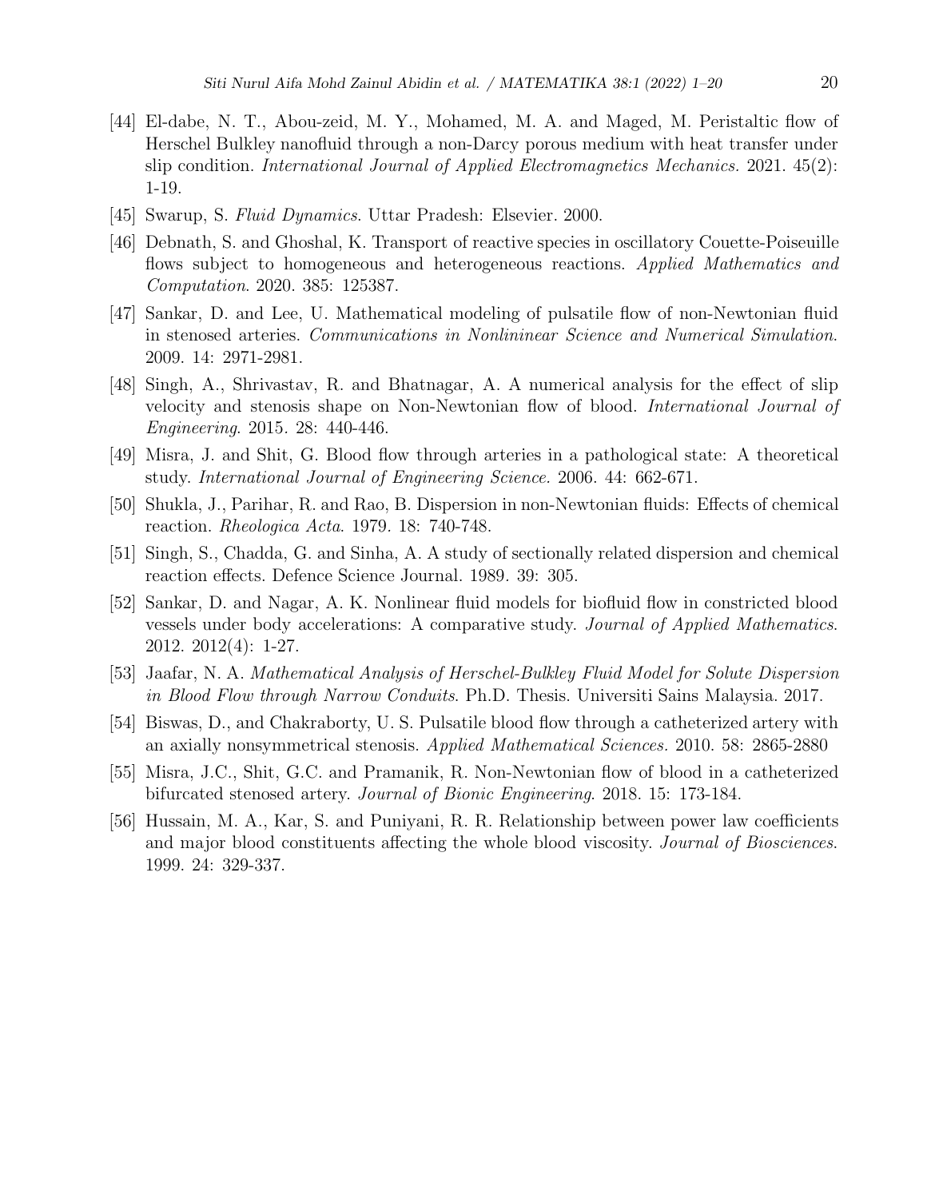[44] El-dabe, N. T., Abou-zeid, M. Y., Mohamed, M. A. and Maged, M. Peristaltic flow of Herschel Bulkley nanofluid through a non-Darcy porous medium with heat transfer under slip condition. *International Journal of Applied Electromagnetics Mechanics*. 2021. 45(2): 1-19.

[45] Swarup, S. *Fluid Dynamics*. Uttar Pradesh: Elsevier. 2000.

[46] Debnath, S. and Ghoshal, K. Transport of reactive species in oscillatory Couette-Poiseuille flows subject to homogeneous and heterogeneous reactions. *Applied Mathematics and Computation*. 2020. 385: 125387.

[47] Sankar, D. and Lee, U. Mathematical modeling of pulsatile flow of non-Newtonian fluid in stenosed arteries. *Communications in Nonlininear Science and Numerical Simulation*. 2009. 14: 2971-2981.

[48] Singh, A., Shrivastav, R. and Bhatnagar, A. A numerical analysis for the effect of slip velocity and stenosis shape on Non-Newtonian flow of blood. *International Journal of Engineering*. 2015. 28: 440-446.

[49] Misra, J. and Shit, G. Blood flow through arteries in a pathological state: A theoretical study. *International Journal of Engineering Science*. 2006. 44: 662-671.

[50] Shukla, J., Parihar, R. and Rao, B. Dispersion in non-Newtonian fluids: Effects of chemical reaction. *Rheologica Acta*. 1979. 18: 740-748.

[51] Singh, S., Chadda, G. and Sinha, A. A study of sectionally related dispersion and chemical reaction effects. Defence Science Journal. 1989. 39: 305.

[52] Sankar, D. and Nagar, A. K. Nonlinear fluid models for biofluid flow in constricted blood vessels under body accelerations: A comparative study. *Journal of Applied Mathematics*. 2012. 2012(4): 1-27.

[53] Jaafar, N. A. *Mathematical Analysis of Herschel-Bulkley Fluid Model for Solute Dispersion in Blood Flow through Narrow Conduits*. Ph.D. Thesis. Universiti Sains Malaysia. 2017.

[54] Biswas, D., and Chakraborty, U. S. Pulsatile blood flow through a catheterized artery with an axially nonsymmetrical stenosis. *Applied Mathematical Sciences*. 2010. 58: 2865-2880

[55] Misra, J.C., Shit, G.C. and Pramanik, R. Non-Newtonian flow of blood in a catheterized bifurcated stenosed artery. *Journal of Bionic Engineering*. 2018. 15: 173-184.

[56] Hussain, M. A., Kar, S. and Puniyani, R. R. Relationship between power law coefficients and major blood constituents affecting the whole blood viscosity. *Journal of Biosciences*. 1999. 24: 329-337.